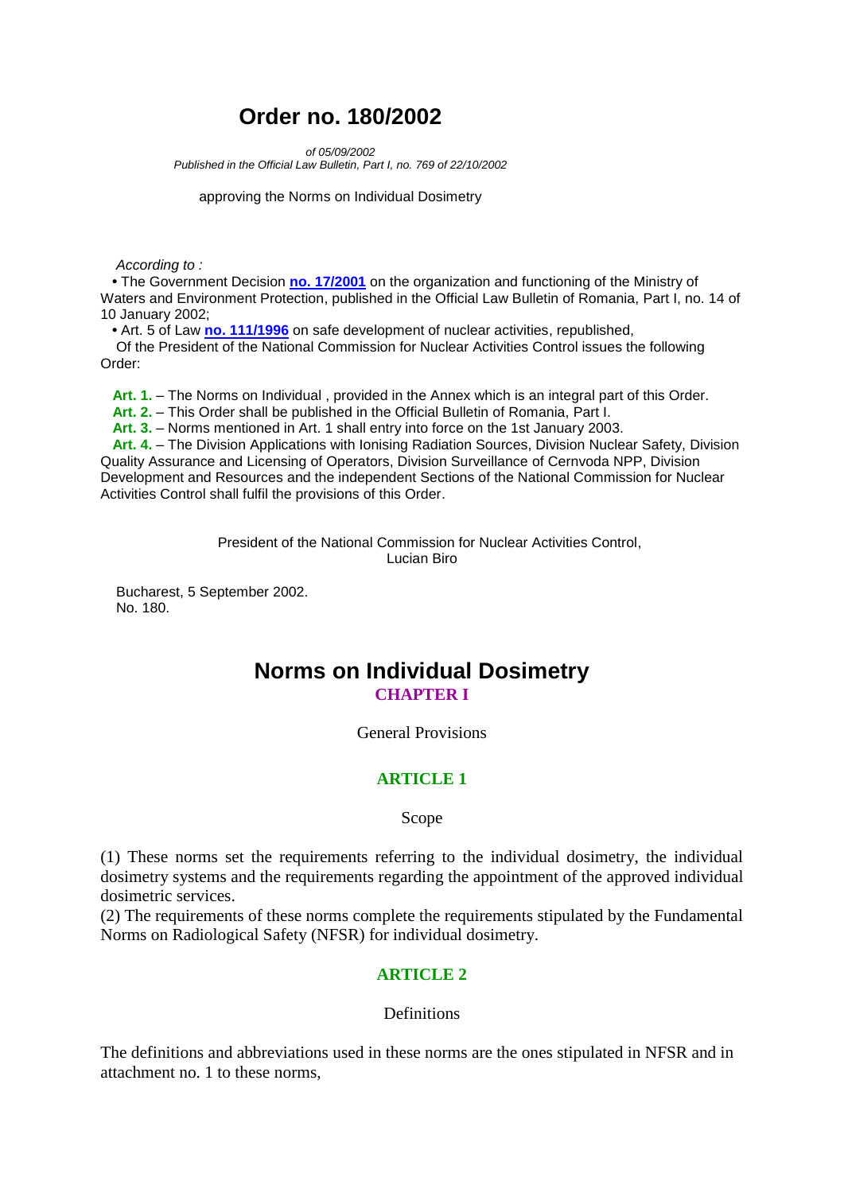# Order no. 180/2002

*of 05/09/2002*
*Published in the Official Law Bulletin, Part I, no. 769 of 22/10/2002*

approving the Norms on Individual Dosimetry

*According to :*

• The Government Decision **no. 17/2001** on the organization and functioning of the Ministry of Waters and Environment Protection, published in the Official Law Bulletin of Romania, Part I, no. 14 of 10 January 2002;

• Art. 5 of Law **no. 111/1996** on safe development of nuclear activities, republished,

Of the President of the National Commission for Nuclear Activities Control issues the following Order:

**Art. 1.** – The Norms on Individual , provided in the Annex which is an integral part of this Order.

**Art. 2.** – This Order shall be published in the Official Bulletin of Romania, Part I.

**Art. 3.** – Norms mentioned in Art. 1 shall entry into force on the 1st January 2003.

**Art. 4.** – The Division Applications with Ionising Radiation Sources, Division Nuclear Safety, Division Quality Assurance and Licensing of Operators, Division Surveillance of Cernvoda NPP, Division Development and Resources and the independent Sections of the National Commission for Nuclear Activities Control shall fulfil the provisions of this Order.

President of the National Commission for Nuclear Activities Control,
Lucian Biro

Bucharest, 5 September 2002.
No. 180.

# Norms on Individual Dosimetry

## CHAPTER I

General Provisions

### ARTICLE 1

Scope

(1) These norms set the requirements referring to the individual dosimetry, the individual dosimetry systems and the requirements regarding the appointment of the approved individual dosimetric services.
(2) The requirements of these norms complete the requirements stipulated by the Fundamental Norms on Radiological Safety (NFSR) for individual dosimetry.

### ARTICLE 2

Definitions

The definitions and abbreviations used in these norms are the ones stipulated in NFSR and in attachment no. 1 to these norms,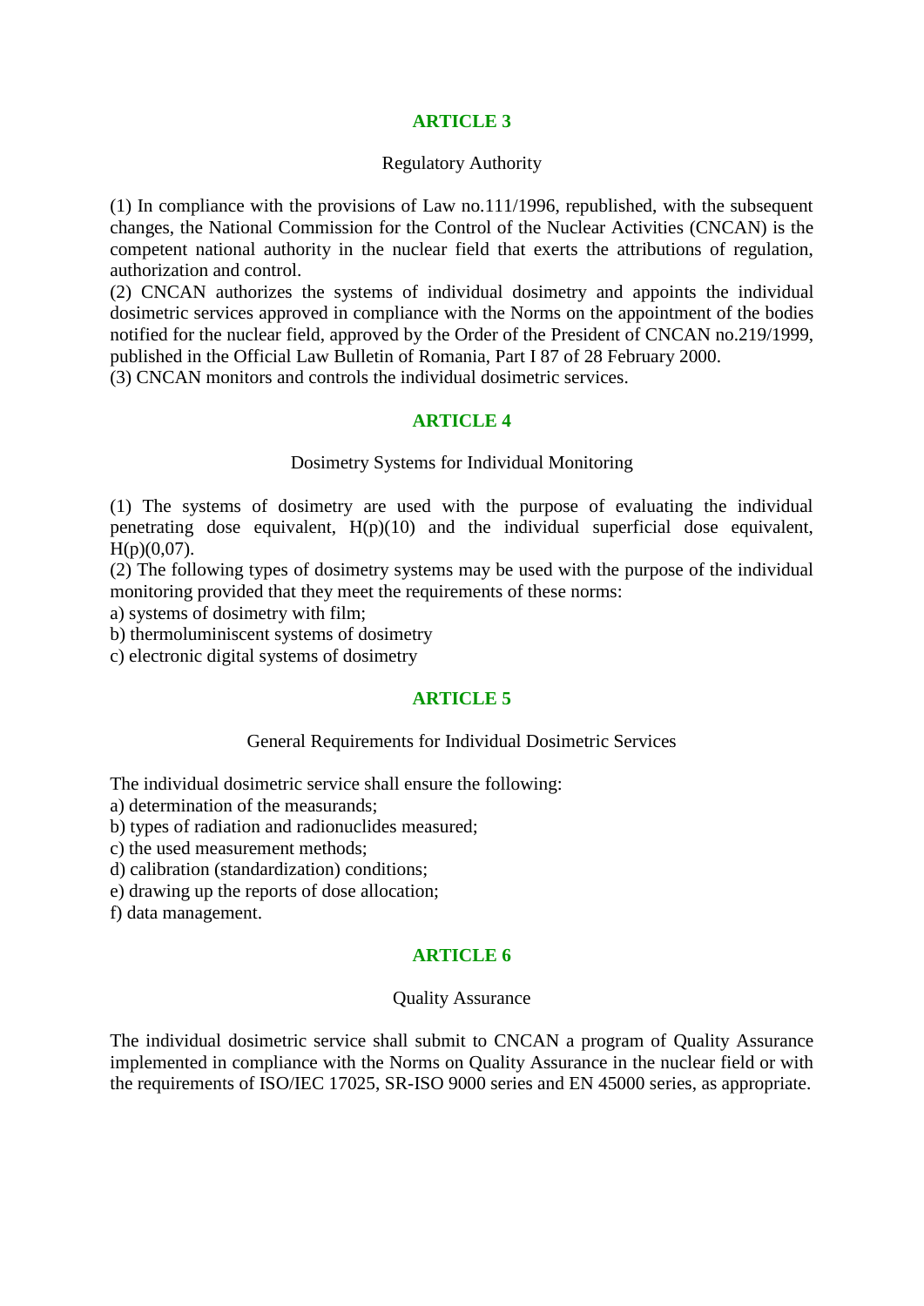## ARTICLE 3

Regulatory Authority

(1) In compliance with the provisions of Law no.111/1996, republished, with the subsequent changes, the National Commission for the Control of the Nuclear Activities (CNCAN) is the competent national authority in the nuclear field that exerts the attributions of regulation, authorization and control.
(2) CNCAN authorizes the systems of individual dosimetry and appoints the individual dosimetric services approved in compliance with the Norms on the appointment of the bodies notified for the nuclear field, approved by the Order of the President of CNCAN no.219/1999, published in the Official Law Bulletin of Romania, Part I 87 of 28 February 2000.
(3) CNCAN monitors and controls the individual dosimetric services.

## ARTICLE 4

Dosimetry Systems for Individual Monitoring

(1) The systems of dosimetry are used with the purpose of evaluating the individual penetrating dose equivalent, H(p)(10) and the individual superficial dose equivalent, H(p)(0,07).
(2) The following types of dosimetry systems may be used with the purpose of the individual monitoring provided that they meet the requirements of these norms:
a) systems of dosimetry with film;
b) thermoluminiscent systems of dosimetry
c) electronic digital systems of dosimetry

## ARTICLE 5

General Requirements for Individual Dosimetric Services

The individual dosimetric service shall ensure the following:
a) determination of the measurands;
b) types of radiation and radionuclides measured;
c) the used measurement methods;
d) calibration (standardization) conditions;
e) drawing up the reports of dose allocation;
f) data management.

## ARTICLE 6

Quality Assurance

The individual dosimetric service shall submit to CNCAN a program of Quality Assurance implemented in compliance with the Norms on Quality Assurance in the nuclear field or with the requirements of ISO/IEC 17025, SR-ISO 9000 series and EN 45000 series, as appropriate.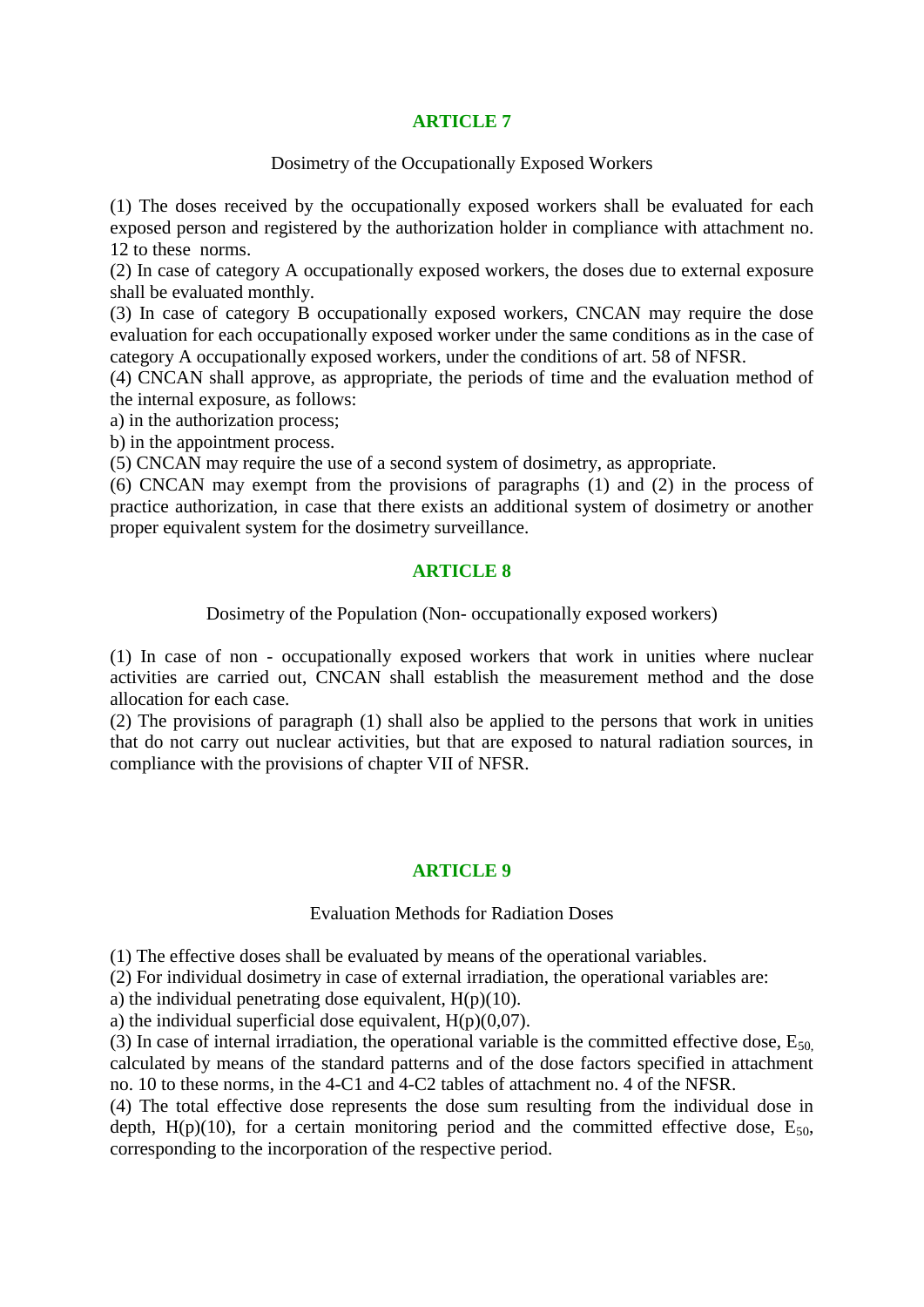## ARTICLE 7

Dosimetry of the Occupationally Exposed Workers

(1) The doses received by the occupationally exposed workers shall be evaluated for each exposed person and registered by the authorization holder in compliance with attachment no. 12 to these norms.
(2) In case of category A occupationally exposed workers, the doses due to external exposure shall be evaluated monthly.
(3) In case of category B occupationally exposed workers, CNCAN may require the dose evaluation for each occupationally exposed worker under the same conditions as in the case of category A occupationally exposed workers, under the conditions of art. 58 of NFSR.
(4) CNCAN shall approve, as appropriate, the periods of time and the evaluation method of the internal exposure, as follows:
a) in the authorization process;
b) in the appointment process.
(5) CNCAN may require the use of a second system of dosimetry, as appropriate.
(6) CNCAN may exempt from the provisions of paragraphs (1) and (2) in the process of practice authorization, in case that there exists an additional system of dosimetry or another proper equivalent system for the dosimetry surveillance.

## ARTICLE 8

Dosimetry of the Population (Non- occupationally exposed workers)

(1) In case of non - occupationally exposed workers that work in unities where nuclear activities are carried out, CNCAN shall establish the measurement method and the dose allocation for each case.
(2) The provisions of paragraph (1) shall also be applied to the persons that work in unities that do not carry out nuclear activities, but that are exposed to natural radiation sources, in compliance with the provisions of chapter VII of NFSR.

## ARTICLE 9

Evaluation Methods for Radiation Doses

(1) The effective doses shall be evaluated by means of the operational variables.
(2) For individual dosimetry in case of external irradiation, the operational variables are:
a) the individual penetrating dose equivalent, H(p)(10).
a) the individual superficial dose equivalent, H(p)(0,07).
(3) In case of internal irradiation, the operational variable is the committed effective dose, $E_{50,}$ calculated by means of the standard patterns and of the dose factors specified in attachment no. 10 to these norms, in the 4-C1 and 4-C2 tables of attachment no. 4 of the NFSR.
(4) The total effective dose represents the dose sum resulting from the individual dose in depth, H(p)(10), for a certain monitoring period and the committed effective dose, $E_{50}$, corresponding to the incorporation of the respective period.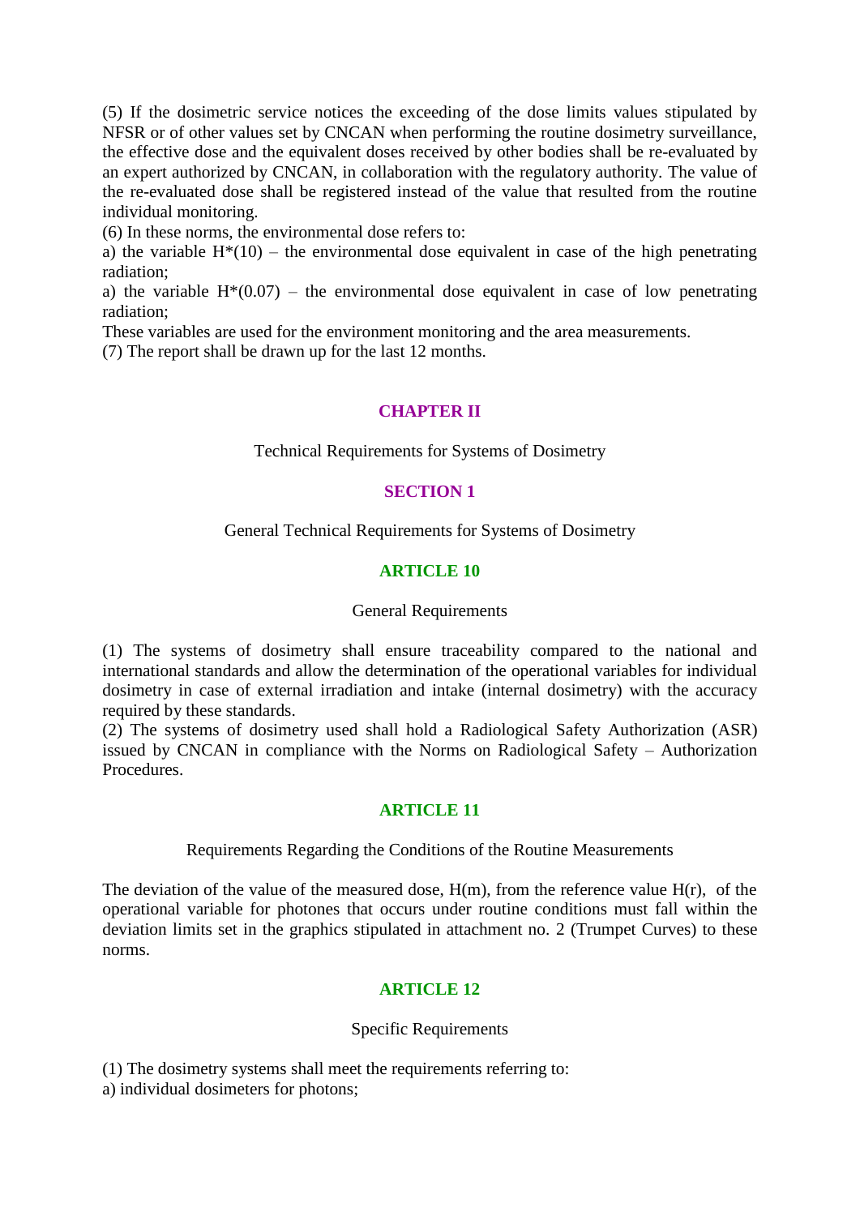(5) If the dosimetric service notices the exceeding of the dose limits values stipulated by NFSR or of other values set by CNCAN when performing the routine dosimetry surveillance, the effective dose and the equivalent doses received by other bodies shall be re-evaluated by an expert authorized by CNCAN, in collaboration with the regulatory authority. The value of the re-evaluated dose shall be registered instead of the value that resulted from the routine individual monitoring.

(6) In these norms, the environmental dose refers to:

a) the variable $H^*(10)$ – the environmental dose equivalent in case of the high penetrating radiation;

a) the variable $H^*(0.07)$ – the environmental dose equivalent in case of low penetrating radiation;

These variables are used for the environment monitoring and the area measurements.

(7) The report shall be drawn up for the last 12 months.

## CHAPTER II

Technical Requirements for Systems of Dosimetry

## SECTION 1

General Technical Requirements for Systems of Dosimetry

### ARTICLE 10

General Requirements

(1) The systems of dosimetry shall ensure traceability compared to the national and international standards and allow the determination of the operational variables for individual dosimetry in case of external irradiation and intake (internal dosimetry) with the accuracy required by these standards.

(2) The systems of dosimetry used shall hold a Radiological Safety Authorization (ASR) issued by CNCAN in compliance with the Norms on Radiological Safety – Authorization Procedures.

### ARTICLE 11

Requirements Regarding the Conditions of the Routine Measurements

The deviation of the value of the measured dose, $H(m)$, from the reference value $H(r)$, of the operational variable for photones that occurs under routine conditions must fall within the deviation limits set in the graphics stipulated in attachment no. 2 (Trumpet Curves) to these norms.

### ARTICLE 12

Specific Requirements

(1) The dosimetry systems shall meet the requirements referring to:

a) individual dosimeters for photons;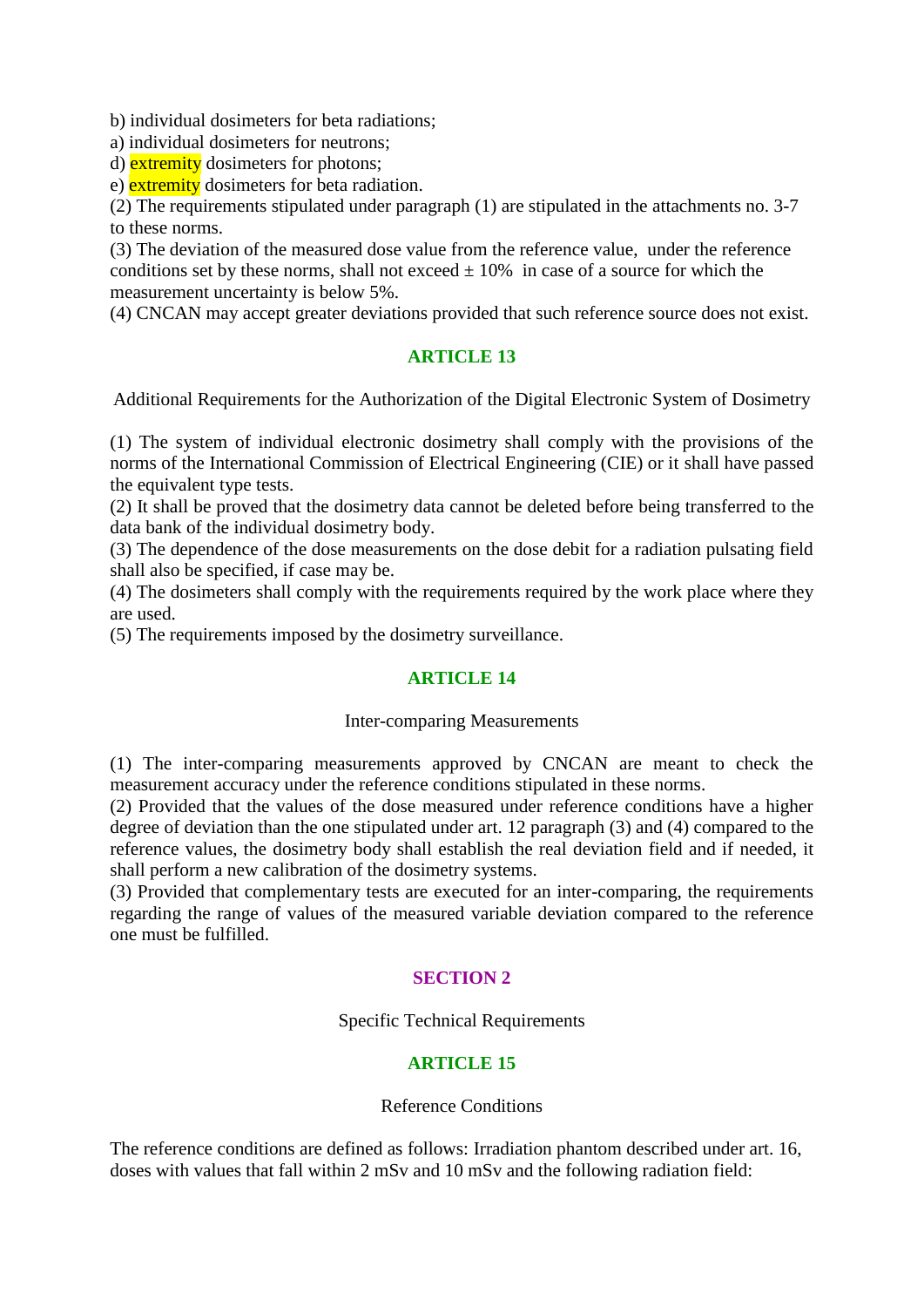b) individual dosimeters for beta radiations;
a) individual dosimeters for neutrons;
d) extremity dosimeters for photons;
e) extremity dosimeters for beta radiation.

(2) The requirements stipulated under paragraph (1) are stipulated in the attachments no. 3-7 to these norms.

(3) The deviation of the measured dose value from the reference value, under the reference conditions set by these norms, shall not exceed ± 10% in case of a source for which the measurement uncertainty is below 5%.

(4) CNCAN may accept greater deviations provided that such reference source does not exist.

## ARTICLE 13

Additional Requirements for the Authorization of the Digital Electronic System of Dosimetry

(1) The system of individual electronic dosimetry shall comply with the provisions of the norms of the International Commission of Electrical Engineering (CIE) or it shall have passed the equivalent type tests.

(2) It shall be proved that the dosimetry data cannot be deleted before being transferred to the data bank of the individual dosimetry body.

(3) The dependence of the dose measurements on the dose debit for a radiation pulsating field shall also be specified, if case may be.

(4) The dosimeters shall comply with the requirements required by the work place where they are used.

(5) The requirements imposed by the dosimetry surveillance.

## ARTICLE 14

Inter-comparing Measurements

(1) The inter-comparing measurements approved by CNCAN are meant to check the measurement accuracy under the reference conditions stipulated in these norms.

(2) Provided that the values of the dose measured under reference conditions have a higher degree of deviation than the one stipulated under art. 12 paragraph (3) and (4) compared to the reference values, the dosimetry body shall establish the real deviation field and if needed, it shall perform a new calibration of the dosimetry systems.

(3) Provided that complementary tests are executed for an inter-comparing, the requirements regarding the range of values of the measured variable deviation compared to the reference one must be fulfilled.

# SECTION 2

Specific Technical Requirements

## ARTICLE 15

Reference Conditions

The reference conditions are defined as follows: Irradiation phantom described under art. 16, doses with values that fall within 2 mSv and 10 mSv and the following radiation field: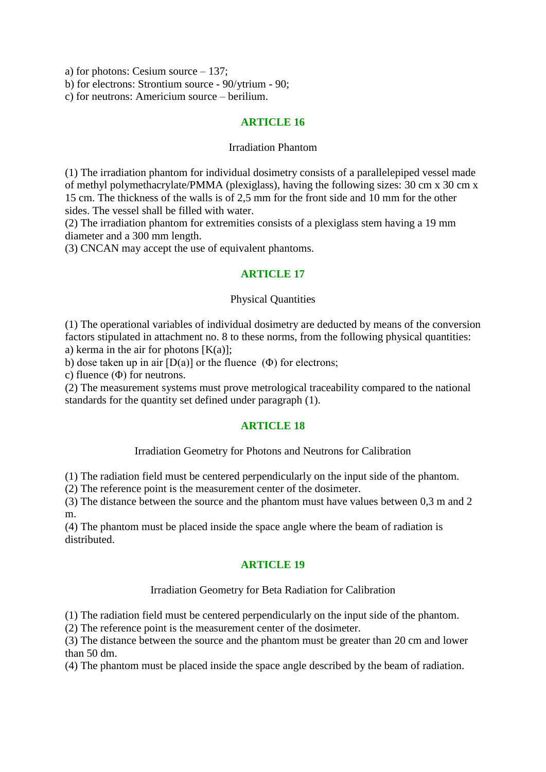a) for photons: Cesium source – 137;
b) for electrons: Strontium source - 90/ytrium - 90;
c) for neutrons: Americium source – berilium.

## ARTICLE 16

Irradiation Phantom

(1) The irradiation phantom for individual dosimetry consists of a parallelepiped vessel made of methyl polymethacrylate/PMMA (plexiglass), having the following sizes: 30 cm x 30 cm x 15 cm. The thickness of the walls is of 2,5 mm for the front side and 10 mm for the other sides. The vessel shall be filled with water.
(2) The irradiation phantom for extremities consists of a plexiglass stem having a 19 mm diameter and a 300 mm length.
(3) CNCAN may accept the use of equivalent phantoms.

## ARTICLE 17

Physical Quantities

(1) The operational variables of individual dosimetry are deducted by means of the conversion factors stipulated in attachment no. 8 to these norms, from the following physical quantities:
a) kerma in the air for photons [K(a)];
b) dose taken up in air [D(a)] or the fluence (Φ) for electrons;
c) fluence (Φ) for neutrons.
(2) The measurement systems must prove metrological traceability compared to the national standards for the quantity set defined under paragraph (1).

## ARTICLE 18

Irradiation Geometry for Photons and Neutrons for Calibration

(1) The radiation field must be centered perpendicularly on the input side of the phantom.
(2) The reference point is the measurement center of the dosimeter.
(3) The distance between the source and the phantom must have values between 0,3 m and 2 m.
(4) The phantom must be placed inside the space angle where the beam of radiation is distributed.

## ARTICLE 19

Irradiation Geometry for Beta Radiation for Calibration

(1) The radiation field must be centered perpendicularly on the input side of the phantom.
(2) The reference point is the measurement center of the dosimeter.
(3) The distance between the source and the phantom must be greater than 20 cm and lower than 50 dm.
(4) The phantom must be placed inside the space angle described by the beam of radiation.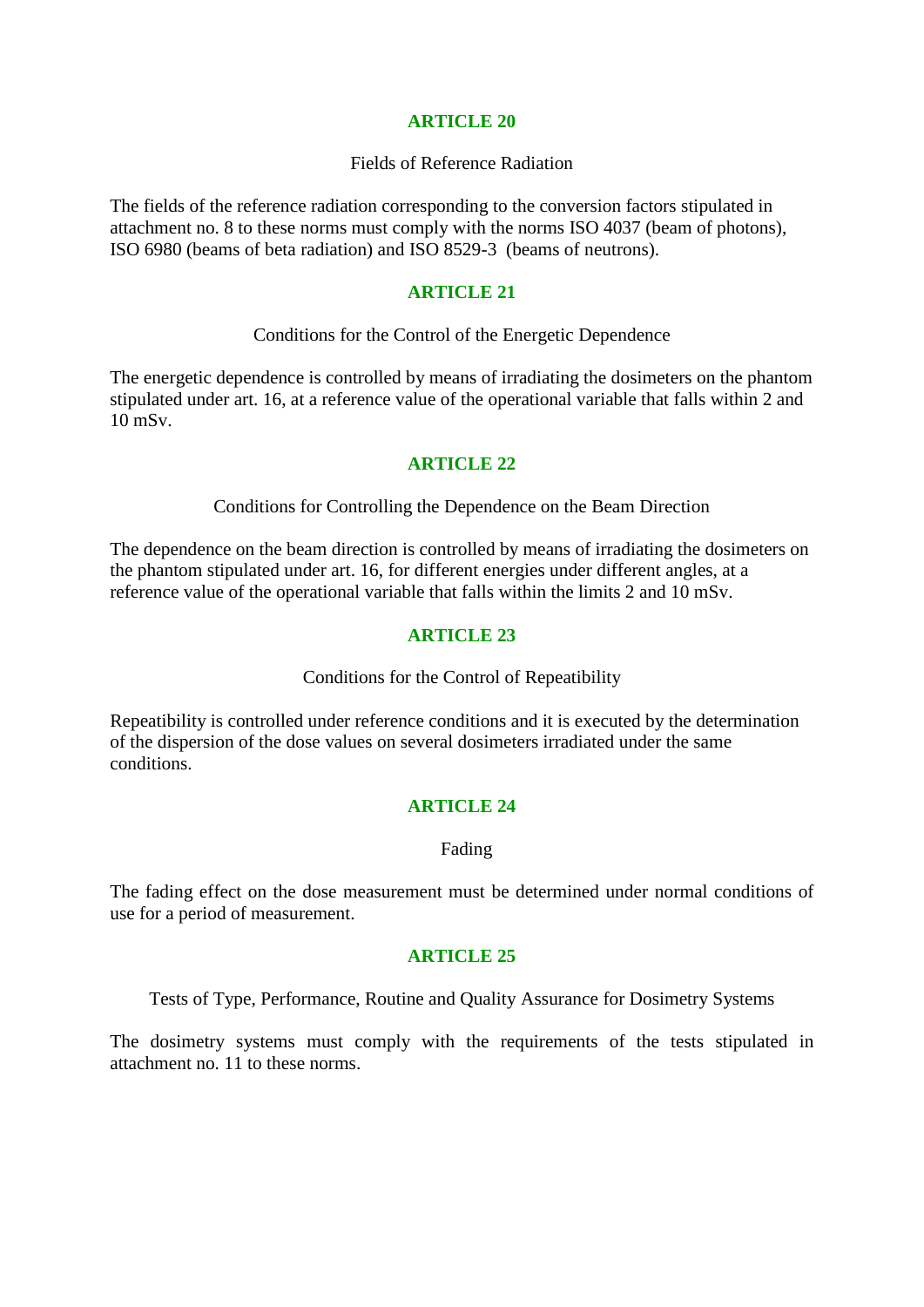## ARTICLE 20

Fields of Reference Radiation

The fields of the reference radiation corresponding to the conversion factors stipulated in attachment no. 8 to these norms must comply with the norms ISO 4037 (beam of photons), ISO 6980 (beams of beta radiation) and ISO 8529-3 (beams of neutrons).

## ARTICLE 21

Conditions for the Control of the Energetic Dependence

The energetic dependence is controlled by means of irradiating the dosimeters on the phantom stipulated under art. 16, at a reference value of the operational variable that falls within 2 and 10 mSv.

## ARTICLE 22

Conditions for Controlling the Dependence on the Beam Direction

The dependence on the beam direction is controlled by means of irradiating the dosimeters on the phantom stipulated under art. 16, for different energies under different angles, at a reference value of the operational variable that falls within the limits 2 and 10 mSv.

## ARTICLE 23

Conditions for the Control of Repeatibility

Repeatibility is controlled under reference conditions and it is executed by the determination of the dispersion of the dose values on several dosimeters irradiated under the same conditions.

## ARTICLE 24

Fading

The fading effect on the dose measurement must be determined under normal conditions of use for a period of measurement.

## ARTICLE 25

Tests of Type, Performance, Routine and Quality Assurance for Dosimetry Systems

The dosimetry systems must comply with the requirements of the tests stipulated in attachment no. 11 to these norms.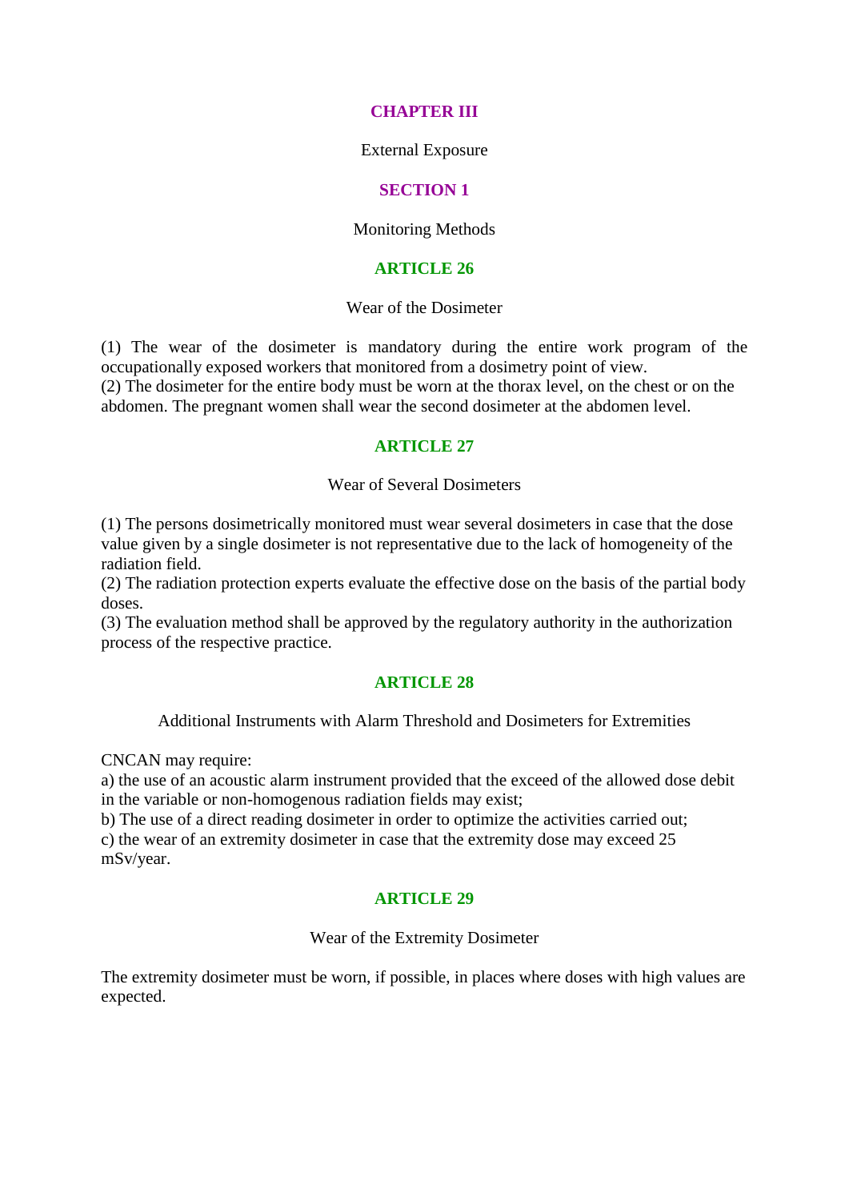# CHAPTER III

External Exposure

## SECTION 1

Monitoring Methods

### ARTICLE 26

Wear of the Dosimeter

(1) The wear of the dosimeter is mandatory during the entire work program of the occupationally exposed workers that monitored from a dosimetry point of view.
(2) The dosimeter for the entire body must be worn at the thorax level, on the chest or on the abdomen. The pregnant women shall wear the second dosimeter at the abdomen level.

### ARTICLE 27

Wear of Several Dosimeters

(1) The persons dosimetrically monitored must wear several dosimeters in case that the dose value given by a single dosimeter is not representative due to the lack of homogeneity of the radiation field.
(2) The radiation protection experts evaluate the effective dose on the basis of the partial body doses.
(3) The evaluation method shall be approved by the regulatory authority in the authorization process of the respective practice.

### ARTICLE 28

Additional Instruments with Alarm Threshold and Dosimeters for Extremities

CNCAN may require:
a) the use of an acoustic alarm instrument provided that the exceed of the allowed dose debit in the variable or non-homogenous radiation fields may exist;
b) The use of a direct reading dosimeter in order to optimize the activities carried out;
c) the wear of an extremity dosimeter in case that the extremity dose may exceed 25 mSv/year.

### ARTICLE 29

Wear of the Extremity Dosimeter

The extremity dosimeter must be worn, if possible, in places where doses with high values are expected.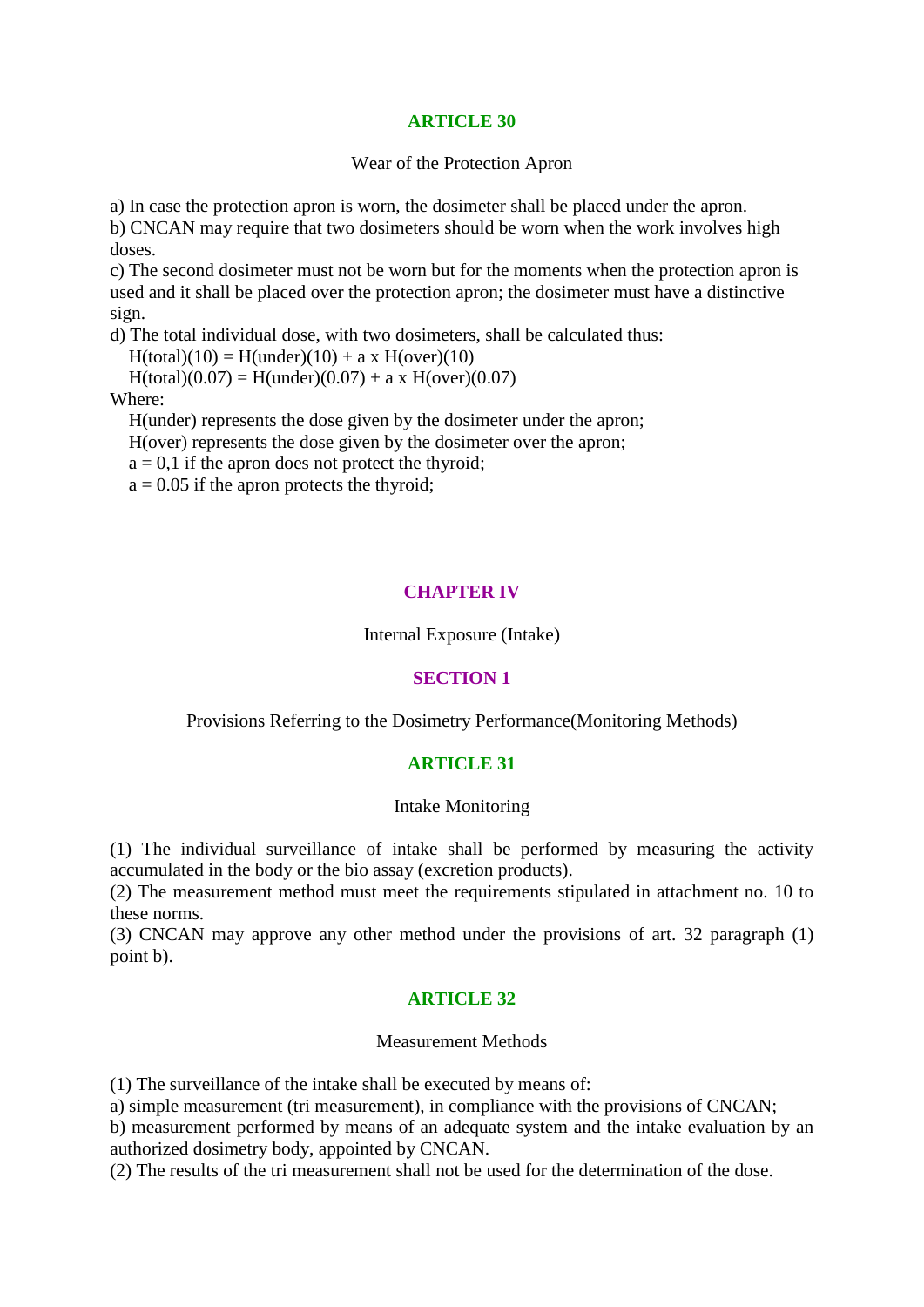## ARTICLE 30

Wear of the Protection Apron

a) In case the protection apron is worn, the dosimeter shall be placed under the apron.
b) CNCAN may require that two dosimeters should be worn when the work involves high doses.
c) The second dosimeter must not be worn but for the moments when the protection apron is used and it shall be placed over the protection apron; the dosimeter must have a distinctive sign.
d) The total individual dose, with two dosimeters, shall be calculated thus:

$$H(total)(10) = H(under)(10) + a \times H(over)(10)$$

$$H(total)(0.07) = H(under)(0.07) + a \times H(over)(0.07)$$

Where:

H(under) represents the dose given by the dosimeter under the apron;
H(over) represents the dose given by the dosimeter over the apron;
$a = 0,1$ if the apron does not protect the thyroid;
$a = 0.05$ if the apron protects the thyroid;

# CHAPTER IV

Internal Exposure (Intake)

## SECTION 1

Provisions Referring to the Dosimetry Performance(Monitoring Methods)

## ARTICLE 31

Intake Monitoring

(1) The individual surveillance of intake shall be performed by measuring the activity accumulated in the body or the bio assay (excretion products).
(2) The measurement method must meet the requirements stipulated in attachment no. 10 to these norms.
(3) CNCAN may approve any other method under the provisions of art. 32 paragraph (1) point b).

## ARTICLE 32

Measurement Methods

(1) The surveillance of the intake shall be executed by means of:
a) simple measurement (tri measurement), in compliance with the provisions of CNCAN;
b) measurement performed by means of an adequate system and the intake evaluation by an authorized dosimetry body, appointed by CNCAN.
(2) The results of the tri measurement shall not be used for the determination of the dose.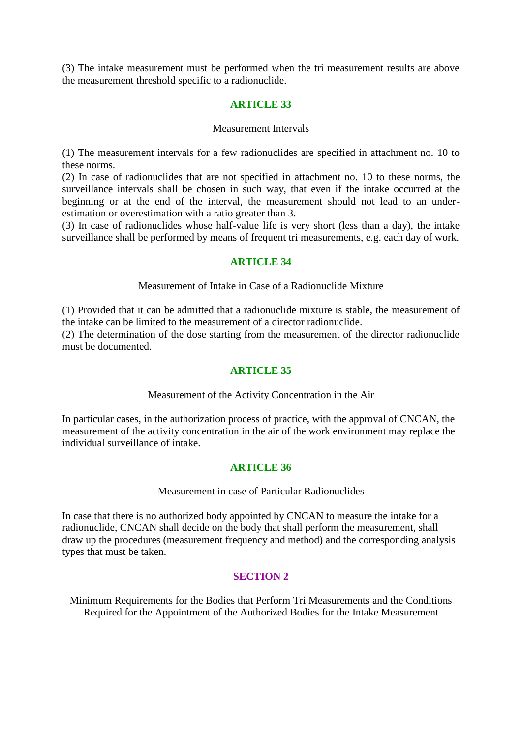(3) The intake measurement must be performed when the tri measurement results are above the measurement threshold specific to a radionuclide.

## ARTICLE 33

Measurement Intervals

(1) The measurement intervals for a few radionuclides are specified in attachment no. 10 to these norms.
(2) In case of radionuclides that are not specified in attachment no. 10 to these norms, the surveillance intervals shall be chosen in such way, that even if the intake occurred at the beginning or at the end of the interval, the measurement should not lead to an under-estimation or overestimation with a ratio greater than 3.
(3) In case of radionuclides whose half-value life is very short (less than a day), the intake surveillance shall be performed by means of frequent tri measurements, e.g. each day of work.

## ARTICLE 34

Measurement of Intake in Case of a Radionuclide Mixture

(1) Provided that it can be admitted that a radionuclide mixture is stable, the measurement of the intake can be limited to the measurement of a director radionuclide.
(2) The determination of the dose starting from the measurement of the director radionuclide must be documented.

## ARTICLE 35

Measurement of the Activity Concentration in the Air

In particular cases, in the authorization process of practice, with the approval of CNCAN, the measurement of the activity concentration in the air of the work environment may replace the individual surveillance of intake.

## ARTICLE 36

Measurement in case of Particular Radionuclides

In case that there is no authorized body appointed by CNCAN to measure the intake for a radionuclide, CNCAN shall decide on the body that shall perform the measurement, shall draw up the procedures (measurement frequency and method) and the corresponding analysis types that must be taken.

# SECTION 2

Minimum Requirements for the Bodies that Perform Tri Measurements and the Conditions Required for the Appointment of the Authorized Bodies for the Intake Measurement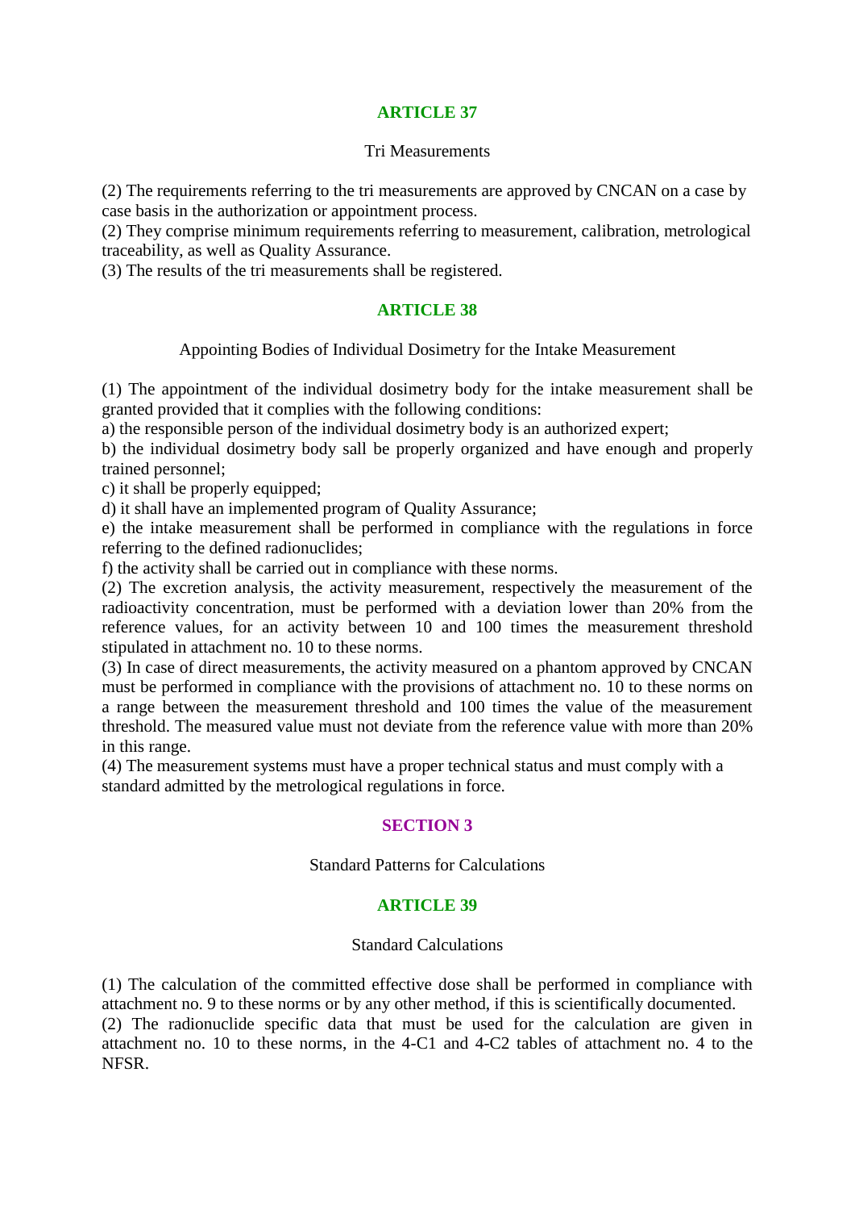## ARTICLE 37

Tri Measurements

(2) The requirements referring to the tri measurements are approved by CNCAN on a case by case basis in the authorization or appointment process.
(2) They comprise minimum requirements referring to measurement, calibration, metrological traceability, as well as Quality Assurance.
(3) The results of the tri measurements shall be registered.

## ARTICLE 38

Appointing Bodies of Individual Dosimetry for the Intake Measurement

(1) The appointment of the individual dosimetry body for the intake measurement shall be granted provided that it complies with the following conditions:
a) the responsible person of the individual dosimetry body is an authorized expert;
b) the individual dosimetry body sall be properly organized and have enough and properly trained personnel;
c) it shall be properly equipped;
d) it shall have an implemented program of Quality Assurance;
e) the intake measurement shall be performed in compliance with the regulations in force referring to the defined radionuclides;
f) the activity shall be carried out in compliance with these norms.
(2) The excretion analysis, the activity measurement, respectively the measurement of the radioactivity concentration, must be performed with a deviation lower than 20% from the reference values, for an activity between 10 and 100 times the measurement threshold stipulated in attachment no. 10 to these norms.
(3) In case of direct measurements, the activity measured on a phantom approved by CNCAN must be performed in compliance with the provisions of attachment no. 10 to these norms on a range between the measurement threshold and 100 times the value of the measurement threshold. The measured value must not deviate from the reference value with more than 20% in this range.
(4) The measurement systems must have a proper technical status and must comply with a standard admitted by the metrological regulations in force.

# SECTION 3

Standard Patterns for Calculations

## ARTICLE 39

Standard Calculations

(1) The calculation of the committed effective dose shall be performed in compliance with attachment no. 9 to these norms or by any other method, if this is scientifically documented.
(2) The radionuclide specific data that must be used for the calculation are given in attachment no. 10 to these norms, in the 4-C1 and 4-C2 tables of attachment no. 4 to the NFSR.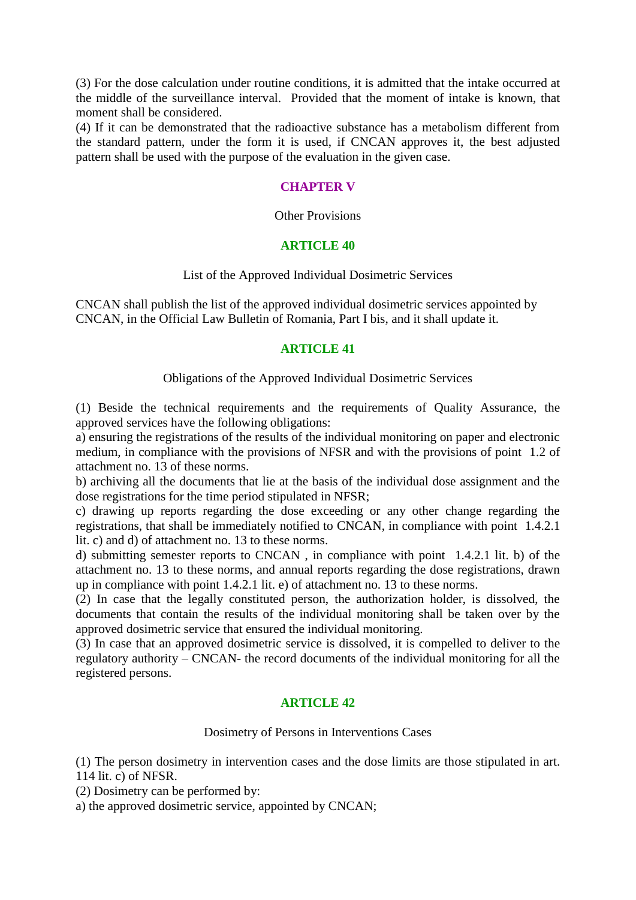(3) For the dose calculation under routine conditions, it is admitted that the intake occurred at the middle of the surveillance interval. Provided that the moment of intake is known, that moment shall be considered.

(4) If it can be demonstrated that the radioactive substance has a metabolism different from the standard pattern, under the form it is used, if CNCAN approves it, the best adjusted pattern shall be used with the purpose of the evaluation in the given case.

## CHAPTER V

Other Provisions

### ARTICLE 40

List of the Approved Individual Dosimetric Services

CNCAN shall publish the list of the approved individual dosimetric services appointed by CNCAN, in the Official Law Bulletin of Romania, Part I bis, and it shall update it.

### ARTICLE 41

Obligations of the Approved Individual Dosimetric Services

(1) Beside the technical requirements and the requirements of Quality Assurance, the approved services have the following obligations:

a) ensuring the registrations of the results of the individual monitoring on paper and electronic medium, in compliance with the provisions of NFSR and with the provisions of point 1.2 of attachment no. 13 of these norms.

b) archiving all the documents that lie at the basis of the individual dose assignment and the dose registrations for the time period stipulated in NFSR;

c) drawing up reports regarding the dose exceeding or any other change regarding the registrations, that shall be immediately notified to CNCAN, in compliance with point 1.4.2.1 lit. c) and d) of attachment no. 13 to these norms.

d) submitting semester reports to CNCAN , in compliance with point 1.4.2.1 lit. b) of the attachment no. 13 to these norms, and annual reports regarding the dose registrations, drawn up in compliance with point 1.4.2.1 lit. e) of attachment no. 13 to these norms.

(2) In case that the legally constituted person, the authorization holder, is dissolved, the documents that contain the results of the individual monitoring shall be taken over by the approved dosimetric service that ensured the individual monitoring.

(3) In case that an approved dosimetric service is dissolved, it is compelled to deliver to the regulatory authority – CNCAN- the record documents of the individual monitoring for all the registered persons.

### ARTICLE 42

Dosimetry of Persons in Interventions Cases

(1) The person dosimetry in intervention cases and the dose limits are those stipulated in art. 114 lit. c) of NFSR.

(2) Dosimetry can be performed by:

a) the approved dosimetric service, appointed by CNCAN;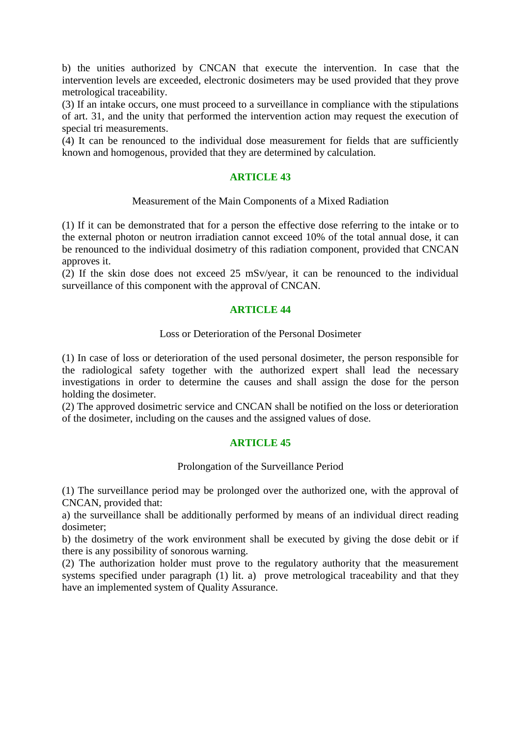b) the unities authorized by CNCAN that execute the intervention. In case that the intervention levels are exceeded, electronic dosimeters may be used provided that they prove metrological traceability.

(3) If an intake occurs, one must proceed to a surveillance in compliance with the stipulations of art. 31, and the unity that performed the intervention action may request the execution of special tri measurements.

(4) It can be renounced to the individual dose measurement for fields that are sufficiently known and homogenous, provided that they are determined by calculation.

## ARTICLE 43

Measurement of the Main Components of a Mixed Radiation

(1) If it can be demonstrated that for a person the effective dose referring to the intake or to the external photon or neutron irradiation cannot exceed 10% of the total annual dose, it can be renounced to the individual dosimetry of this radiation component, provided that CNCAN approves it.

(2) If the skin dose does not exceed 25 mSv/year, it can be renounced to the individual surveillance of this component with the approval of CNCAN.

## ARTICLE 44

Loss or Deterioration of the Personal Dosimeter

(1) In case of loss or deterioration of the used personal dosimeter, the person responsible for the radiological safety together with the authorized expert shall lead the necessary investigations in order to determine the causes and shall assign the dose for the person holding the dosimeter.

(2) The approved dosimetric service and CNCAN shall be notified on the loss or deterioration of the dosimeter, including on the causes and the assigned values of dose.

## ARTICLE 45

Prolongation of the Surveillance Period

(1) The surveillance period may be prolonged over the authorized one, with the approval of CNCAN, provided that:

a) the surveillance shall be additionally performed by means of an individual direct reading dosimeter;

b) the dosimetry of the work environment shall be executed by giving the dose debit or if there is any possibility of sonorous warning.

(2) The authorization holder must prove to the regulatory authority that the measurement systems specified under paragraph (1) lit. a) prove metrological traceability and that they have an implemented system of Quality Assurance.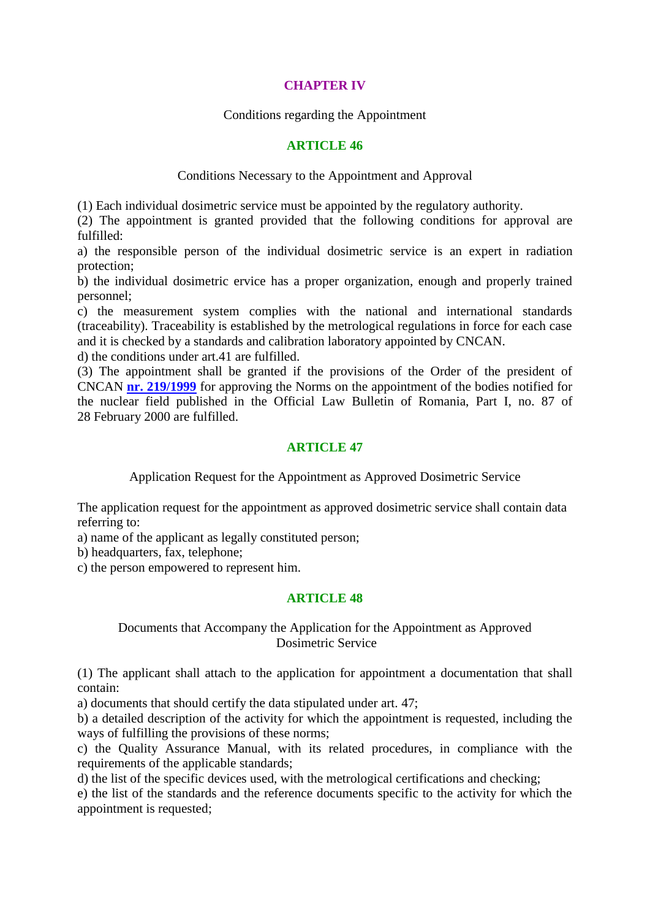## CHAPTER IV

Conditions regarding the Appointment

### ARTICLE 46

Conditions Necessary to the Appointment and Approval

(1) Each individual dosimetric service must be appointed by the regulatory authority.
(2) The appointment is granted provided that the following conditions for approval are fulfilled:
a) the responsible person of the individual dosimetric service is an expert in radiation protection;
b) the individual dosimetric ervice has a proper organization, enough and properly trained personnel;
c) the measurement system complies with the national and international standards (traceability). Traceability is established by the metrological regulations in force for each case and it is checked by a standards and calibration laboratory appointed by CNCAN.
d) the conditions under art.41 are fulfilled.
(3) The appointment shall be granted if the provisions of the Order of the president of CNCAN **nr. 219/1999** for approving the Norms on the appointment of the bodies notified for the nuclear field published in the Official Law Bulletin of Romania, Part I, no. 87 of 28 February 2000 are fulfilled.

### ARTICLE 47

Application Request for the Appointment as Approved Dosimetric Service

The application request for the appointment as approved dosimetric service shall contain data referring to:
a) name of the applicant as legally constituted person;
b) headquarters, fax, telephone;
c) the person empowered to represent him.

### ARTICLE 48

Documents that Accompany the Application for the Appointment as Approved Dosimetric Service

(1) The applicant shall attach to the application for appointment a documentation that shall contain:
a) documents that should certify the data stipulated under art. 47;
b) a detailed description of the activity for which the appointment is requested, including the ways of fulfilling the provisions of these norms;
c) the Quality Assurance Manual, with its related procedures, in compliance with the requirements of the applicable standards;
d) the list of the specific devices used, with the metrological certifications and checking;
e) the list of the standards and the reference documents specific to the activity for which the appointment is requested;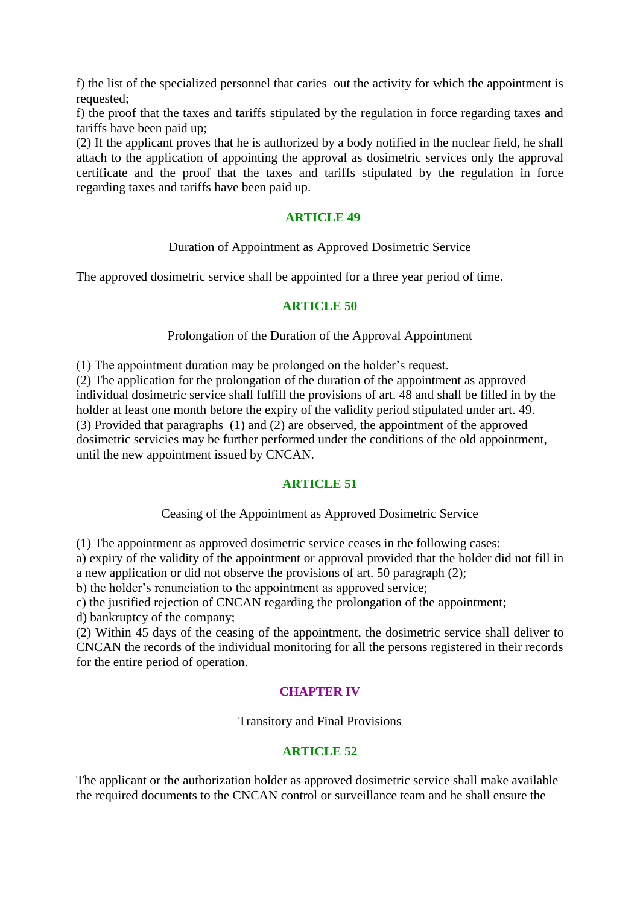f) the list of the specialized personnel that caries out the activity for which the appointment is requested;

f) the proof that the taxes and tariffs stipulated by the regulation in force regarding taxes and tariffs have been paid up;

(2) If the applicant proves that he is authorized by a body notified in the nuclear field, he shall attach to the application of appointing the approval as dosimetric services only the approval certificate and the proof that the taxes and tariffs stipulated by the regulation in force regarding taxes and tariffs have been paid up.

## ARTICLE 49

Duration of Appointment as Approved Dosimetric Service

The approved dosimetric service shall be appointed for a three year period of time.

## ARTICLE 50

Prolongation of the Duration of the Approval Appointment

(1) The appointment duration may be prolonged on the holder's request.

(2) The application for the prolongation of the duration of the appointment as approved individual dosimetric service shall fulfill the provisions of art. 48 and shall be filled in by the holder at least one month before the expiry of the validity period stipulated under art. 49.

(3) Provided that paragraphs (1) and (2) are observed, the appointment of the approved dosimetric servicies may be further performed under the conditions of the old appointment, until the new appointment issued by CNCAN.

## ARTICLE 51

Ceasing of the Appointment as Approved Dosimetric Service

(1) The appointment as approved dosimetric service ceases in the following cases:

a) expiry of the validity of the appointment or approval provided that the holder did not fill in a new application or did not observe the provisions of art. 50 paragraph (2);

b) the holder's renunciation to the appointment as approved service;

c) the justified rejection of CNCAN regarding the prolongation of the appointment;

d) bankruptcy of the company;

(2) Within 45 days of the ceasing of the appointment, the dosimetric service shall deliver to CNCAN the records of the individual monitoring for all the persons registered in their records for the entire period of operation.

# CHAPTER IV

Transitory and Final Provisions

## ARTICLE 52

The applicant or the authorization holder as approved dosimetric service shall make available the required documents to the CNCAN control or surveillance team and he shall ensure the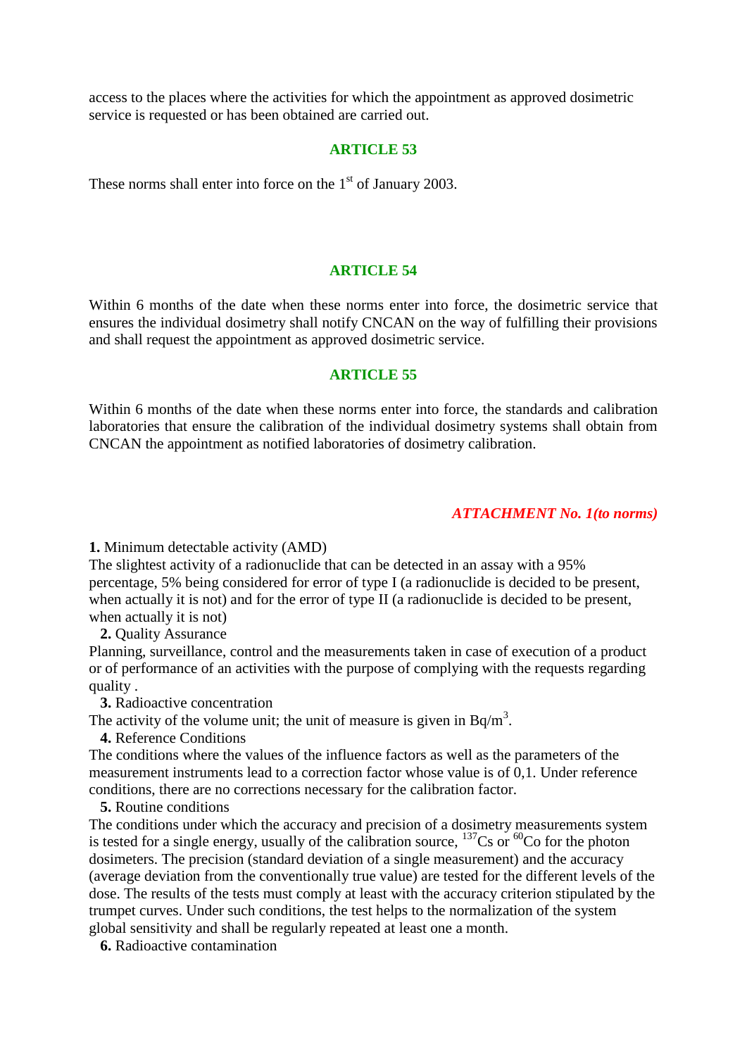access to the places where the activities for which the appointment as approved dosimetric service is requested or has been obtained are carried out.

## ARTICLE 53

These norms shall enter into force on the 1st of January 2003.

## ARTICLE 54

Within 6 months of the date when these norms enter into force, the dosimetric service that ensures the individual dosimetry shall notify CNCAN on the way of fulfilling their provisions and shall request the appointment as approved dosimetric service.

## ARTICLE 55

Within 6 months of the date when these norms enter into force, the standards and calibration laboratories that ensure the calibration of the individual dosimetry systems shall obtain from CNCAN the appointment as notified laboratories of dosimetry calibration.

*ATTACHMENT No. 1(to norms)*

**1.** Minimum detectable activity (AMD)
The slightest activity of a radionuclide that can be detected in an assay with a 95% percentage, 5% being considered for error of type I (a radionuclide is decided to be present, when actually it is not) and for the error of type II (a radionuclide is decided to be present, when actually it is not)

**2.** Quality Assurance
Planning, surveillance, control and the measurements taken in case of execution of a product or of performance of an activities with the purpose of complying with the requests regarding quality .

**3.** Radioactive concentration
The activity of the volume unit; the unit of measure is given in $Bq/m^3$.

**4.** Reference Conditions
The conditions where the values of the influence factors as well as the parameters of the measurement instruments lead to a correction factor whose value is of 0,1. Under reference conditions, there are no corrections necessary for the calibration factor.

**5.** Routine conditions
The conditions under which the accuracy and precision of a dosimetry measurements system is tested for a single energy, usually of the calibration source, $^{137}Cs$ or $^{60}Co$ for the photon dosimeters. The precision (standard deviation of a single measurement) and the accuracy (average deviation from the conventionally true value) are tested for the different levels of the dose. The results of the tests must comply at least with the accuracy criterion stipulated by the trumpet curves. Under such conditions, the test helps to the normalization of the system global sensitivity and shall be regularly repeated at least one a month.

**6.** Radioactive contamination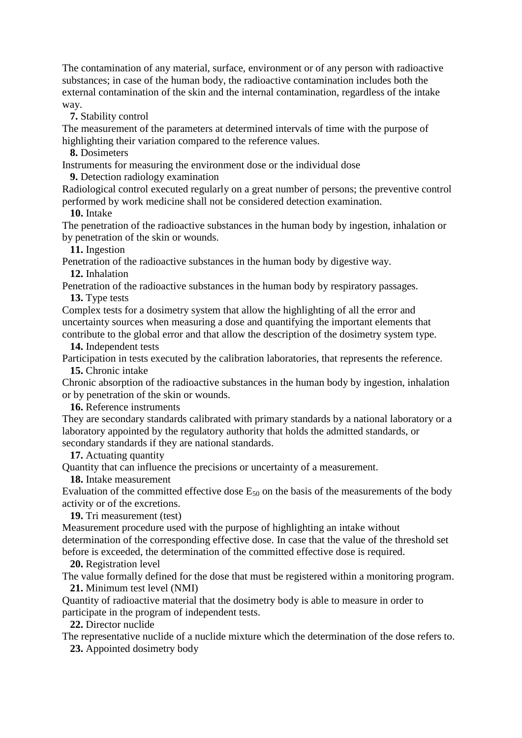The contamination of any material, surface, environment or of any person with radioactive substances; in case of the human body, the radioactive contamination includes both the external contamination of the skin and the internal contamination, regardless of the intake way.

**7.** Stability control

The measurement of the parameters at determined intervals of time with the purpose of highlighting their variation compared to the reference values.

**8.** Dosimeters

Instruments for measuring the environment dose or the individual dose

**9.** Detection radiology examination

Radiological control executed regularly on a great number of persons; the preventive control performed by work medicine shall not be considered detection examination.

**10.** Intake

The penetration of the radioactive substances in the human body by ingestion, inhalation or by penetration of the skin or wounds.

**11.** Ingestion

Penetration of the radioactive substances in the human body by digestive way.

**12.** Inhalation

Penetration of the radioactive substances in the human body by respiratory passages.

**13.** Type tests

Complex tests for a dosimetry system that allow the highlighting of all the error and uncertainty sources when measuring a dose and quantifying the important elements that contribute to the global error and that allow the description of the dosimetry system type.

**14.** Independent tests

Participation in tests executed by the calibration laboratories, that represents the reference.

**15.** Chronic intake

Chronic absorption of the radioactive substances in the human body by ingestion, inhalation or by penetration of the skin or wounds.

**16.** Reference instruments

They are secondary standards calibrated with primary standards by a national laboratory or a laboratory appointed by the regulatory authority that holds the admitted standards, or secondary standards if they are national standards.

**17.** Actuating quantity

Quantity that can influence the precisions or uncertainty of a measurement.

**18.** Intake measurement

Evaluation of the committed effective dose $E_{50}$ on the basis of the measurements of the body activity or of the excretions.

**19.** Tri measurement (test)

Measurement procedure used with the purpose of highlighting an intake without determination of the corresponding effective dose. In case that the value of the threshold set before is exceeded, the determination of the committed effective dose is required.

**20.** Registration level

The value formally defined for the dose that must be registered within a monitoring program.

**21.** Minimum test level (NMI)

Quantity of radioactive material that the dosimetry body is able to measure in order to participate in the program of independent tests.

**22.** Director nuclide

The representative nuclide of a nuclide mixture which the determination of the dose refers to.

**23.** Appointed dosimetry body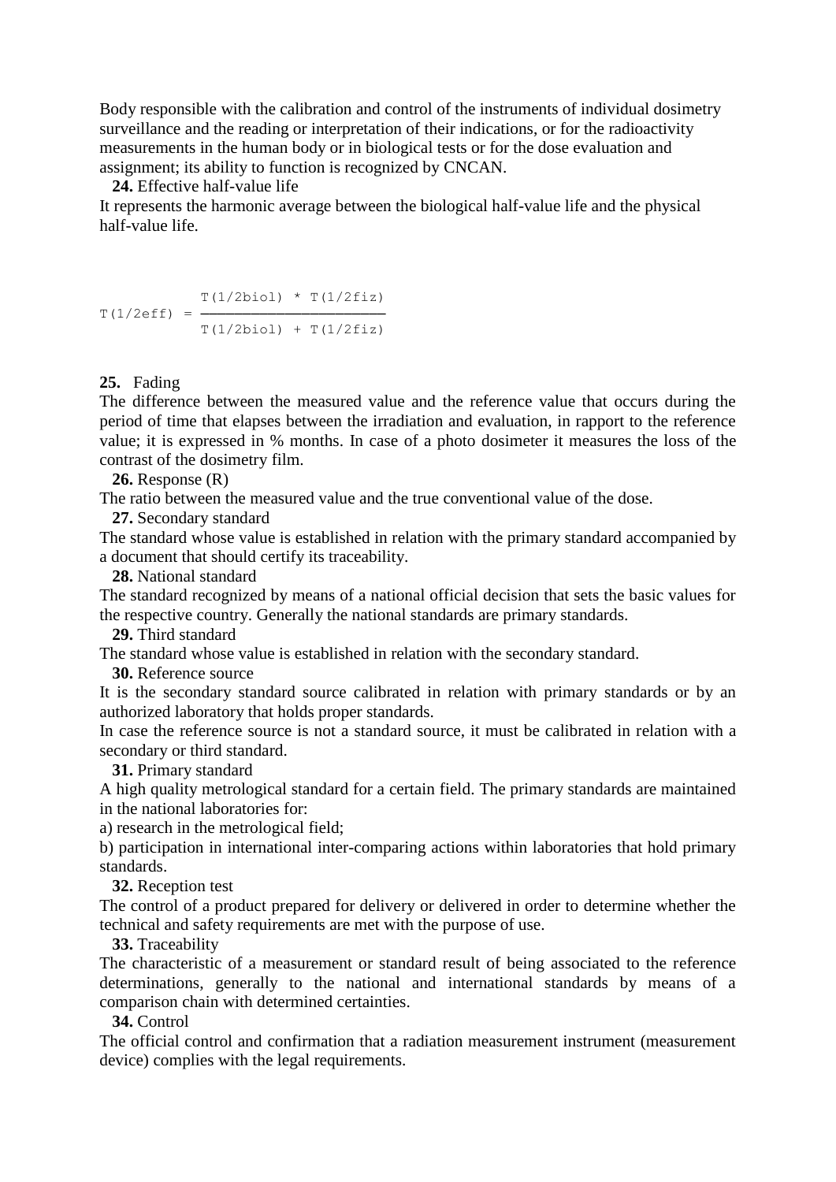Body responsible with the calibration and control of the instruments of individual dosimetry surveillance and the reading or interpretation of their indications, or for the radioactivity measurements in the human body or in biological tests or for the dose evaluation and assignment; its ability to function is recognized by CNCAN.

**24.** Effective half-value life

It represents the harmonic average between the biological half-value life and the physical half-value life.

$$T(1/2eff) = \frac{T(1/2biol) * T(1/2fiz)}{T(1/2biol) + T(1/2fiz)}$$

**25.** Fading

The difference between the measured value and the reference value that occurs during the period of time that elapses between the irradiation and evaluation, in rapport to the reference value; it is expressed in % months. In case of a photo dosimeter it measures the loss of the contrast of the dosimetry film.

**26.** Response (R)

The ratio between the measured value and the true conventional value of the dose.

**27.** Secondary standard

The standard whose value is established in relation with the primary standard accompanied by a document that should certify its traceability.

**28.** National standard

The standard recognized by means of a national official decision that sets the basic values for the respective country. Generally the national standards are primary standards.

**29.** Third standard

The standard whose value is established in relation with the secondary standard.

**30.** Reference source

It is the secondary standard source calibrated in relation with primary standards or by an authorized laboratory that holds proper standards.

In case the reference source is not a standard source, it must be calibrated in relation with a secondary or third standard.

**31.** Primary standard

A high quality metrological standard for a certain field. The primary standards are maintained in the national laboratories for:

a) research in the metrological field;

b) participation in international inter-comparing actions within laboratories that hold primary standards.

**32.** Reception test

The control of a product prepared for delivery or delivered in order to determine whether the technical and safety requirements are met with the purpose of use.

**33.** Traceability

The characteristic of a measurement or standard result of being associated to the reference determinations, generally to the national and international standards by means of a comparison chain with determined certainties.

**34.** Control

The official control and confirmation that a radiation measurement instrument (measurement device) complies with the legal requirements.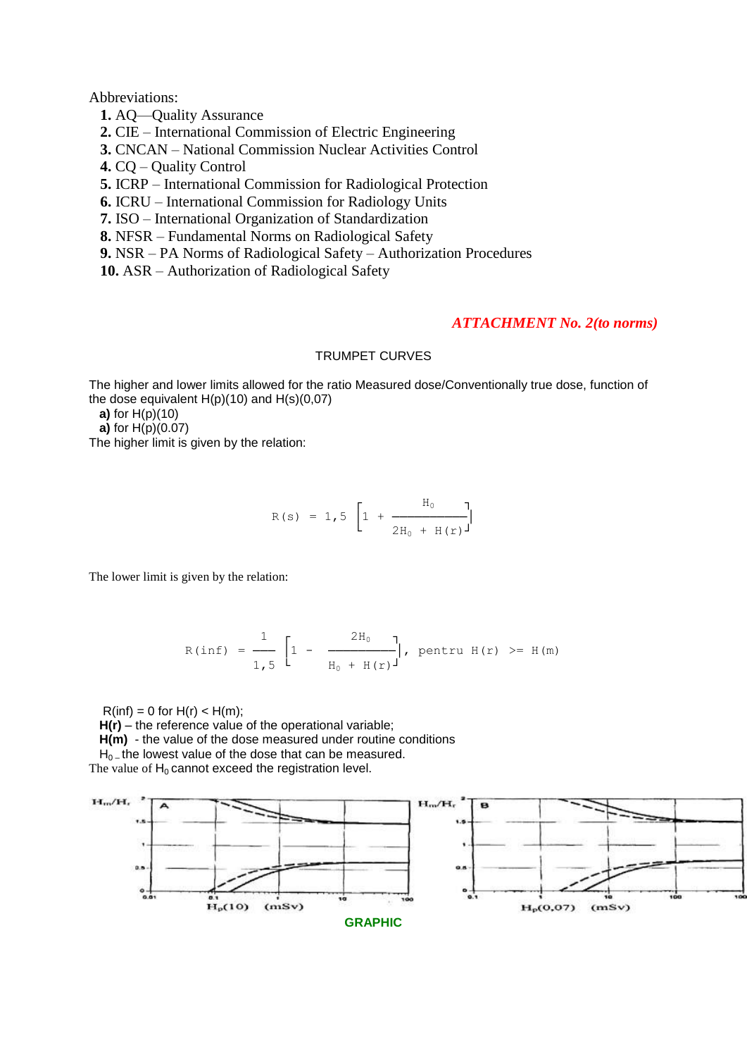Abbreviations:

1. AQ—Quality Assurance
2. CIE – International Commission of Electric Engineering
3. CNCAN – National Commission Nuclear Activities Control
4. CQ – Quality Control
5. ICRP – International Commission for Radiological Protection
6. ICRU – International Commission for Radiology Units
7. ISO – International Organization of Standardization
8. NFSR – Fundamental Norms on Radiological Safety
9. NSR – PA Norms of Radiological Safety – Authorization Procedures
10. ASR – Authorization of Radiological Safety

***ATTACHMENT No. 2(to norms)***

TRUMPET CURVES

The higher and lower limits allowed for the ratio Measured dose/Conventionally true dose, function of the dose equivalent H(p)(10) and H(s)(0,07)

**a)** for H(p)(10)
**a)** for H(p)(0.07)

The higher limit is given by the relation:

$$R(s) = 1,5\left[1 + \frac{H_0}{2H_0 + H(r)}\right]$$

The lower limit is given by the relation:

$$R(inf) = \frac{1}{1,5}\left[1 - \frac{2H_0}{H_0 + H(r)}\right], \text{ pentru } H(r) >= H(m)$$

R(inf) = 0 for H(r) < H(m);
**H(r)** – the reference value of the operational variable;
**H(m)** - the value of the dose measured under routine conditions
$H_0$ – the lowest value of the dose that can be measured.
The value of $H_0$ cannot exceed the registration level.

GRAPHIC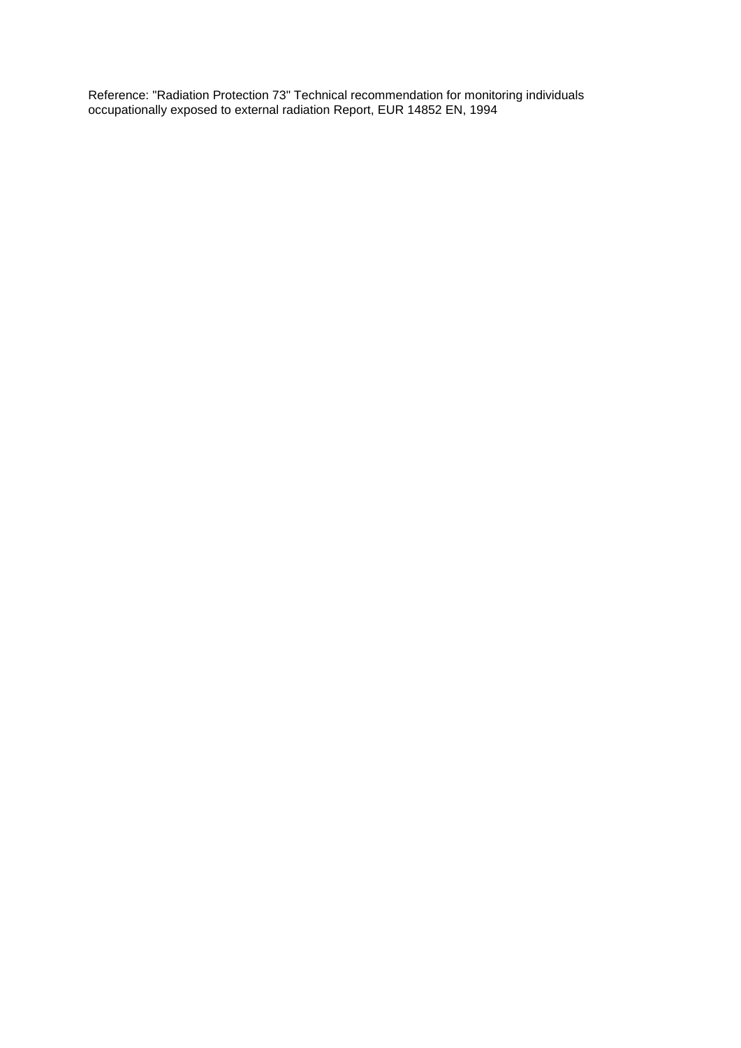Reference: "Radiation Protection 73" Technical recommendation for monitoring individuals occupationally exposed to external radiation Report, EUR 14852 EN, 1994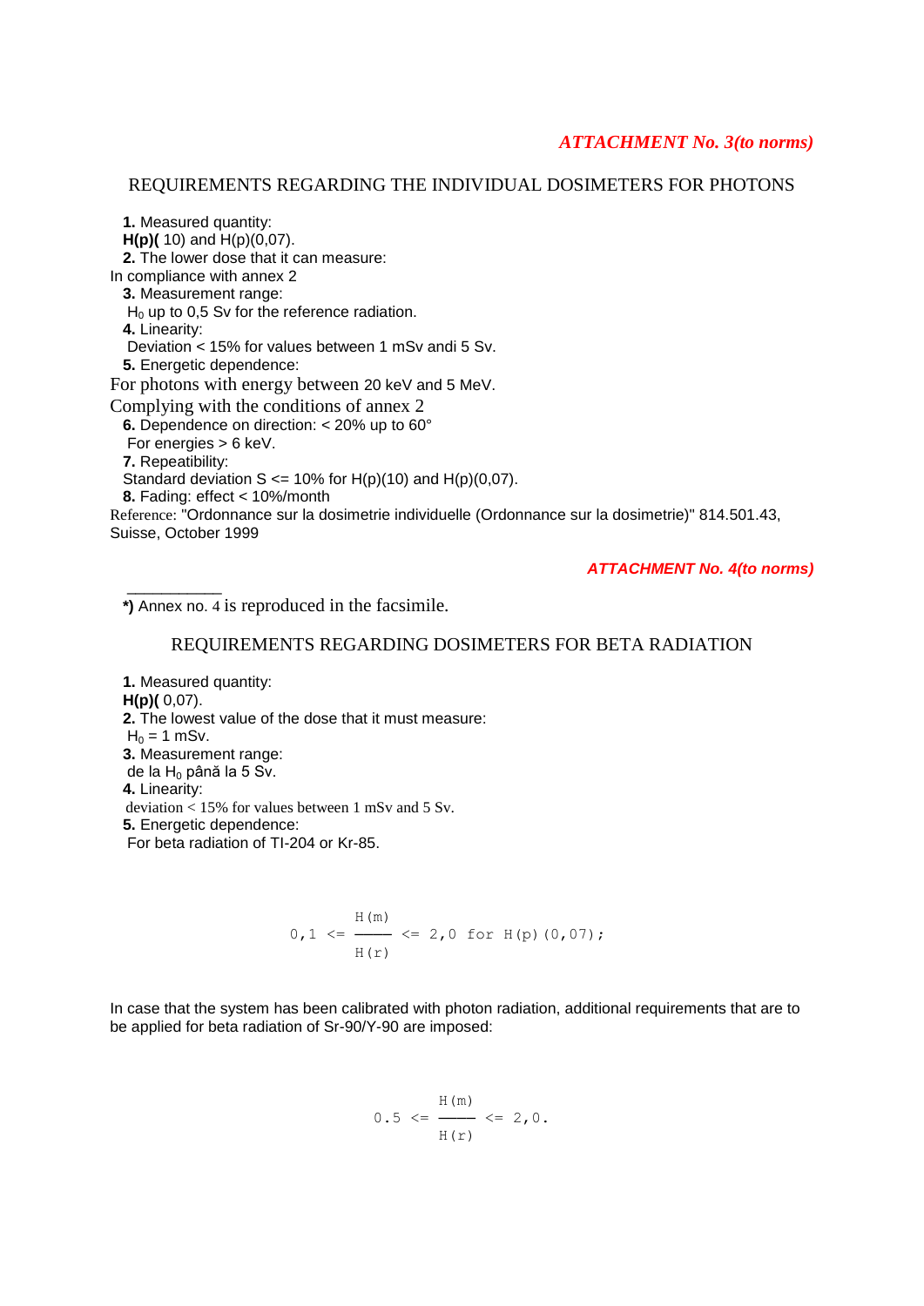***ATTACHMENT No. 3(to norms)***

## REQUIREMENTS REGARDING THE INDIVIDUAL DOSIMETERS FOR PHOTONS

**1.** Measured quantity:
**H(p)(** 10) and H(p)(0,07).
**2.** The lower dose that it can measure:
In compliance with annex 2
**3.** Measurement range:
$H_0$ up to 0,5 Sv for the reference radiation.
**4.** Linearity:
Deviation < 15% for values between 1 mSv andi 5 Sv.
**5.** Energetic dependence:
For photons with energy between 20 keV and 5 MeV.
Complying with the conditions of annex 2
**6.** Dependence on direction: < 20% up to 60°
For energies > 6 keV.
**7.** Repeatibility:
Standard deviation S <= 10% for H(p)(10) and H(p)(0,07).
**8.** Fading: effect < 10%/month
Reference: "Ordonnance sur la dosimetrie individuelle (Ordonnance sur la dosimetrie)" 814.501.43, Suisse, October 1999

***ATTACHMENT No. 4(to norms)***

___________
**\*)** Annex no. 4 is reproduced in the facsimile.

## REQUIREMENTS REGARDING DOSIMETERS FOR BETA RADIATION

**1.** Measured quantity:
**H(p)(** 0,07).
**2.** The lowest value of the dose that it must measure:
$H_0$ = 1 mSv.
**3.** Measurement range:
de la $H_0$ până la 5 Sv.
**4.** Linearity:
deviation < 15% for values between 1 mSv and 5 Sv.
**5.** Energetic dependence:
For beta radiation of Tl-204 or Kr-85.

$$0,1 \le \frac{H(m)}{H(r)} \le 2,0 \text{ for } H(p)(0,07);$$

In case that the system has been calibrated with photon radiation, additional requirements that are to be applied for beta radiation of Sr-90/Y-90 are imposed:

$$0.5 \le \frac{H(m)}{H(r)} \le 2,0.$$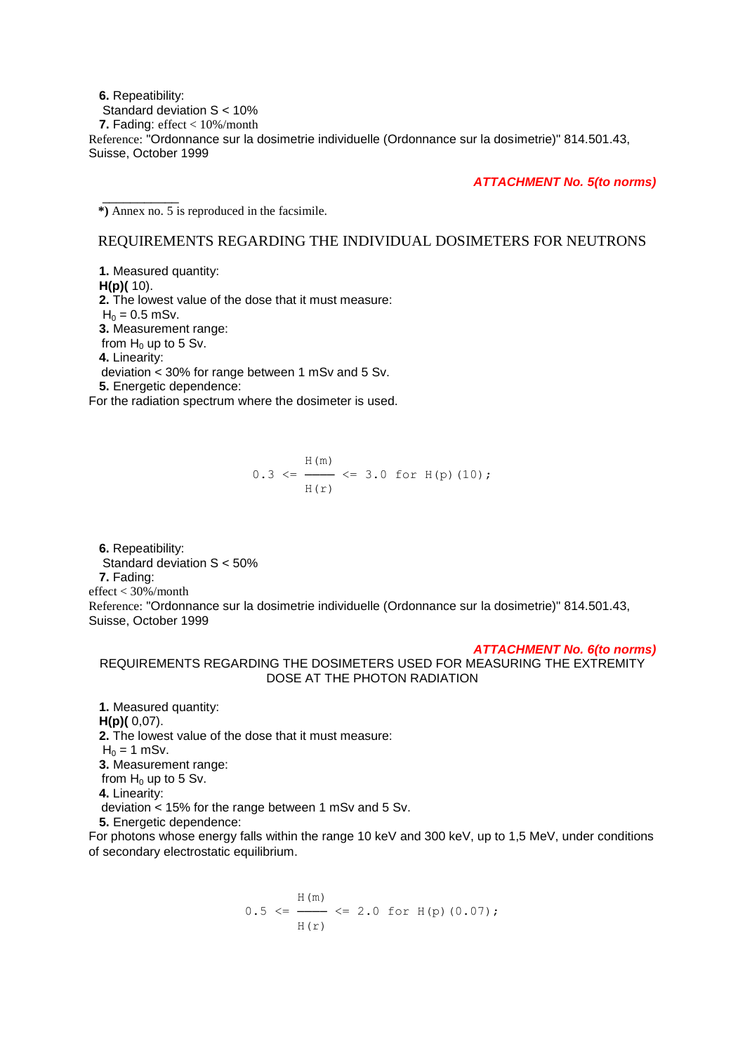**6.** Repeatibility:

Standard deviation S < 10%

**7.** Fading: effect < 10%/month

Reference: "Ordonnance sur la dosimetrie individuelle (Ordonnance sur la dosimetrie)" 814.501.43, Suisse, October 1999

***ATTACHMENT No. 5(to norms)***

___________

**\*)** Annex no. 5 is reproduced in the facsimile.

## REQUIREMENTS REGARDING THE INDIVIDUAL DOSIMETERS FOR NEUTRONS

**1.** Measured quantity:

**H(p)(** 10).

**2.** The lowest value of the dose that it must measure:

$H_0$ = 0.5 mSv.

**3.** Measurement range:

from $H_0$ up to 5 Sv.

**4.** Linearity:

deviation < 30% for range between 1 mSv and 5 Sv.

**5.** Energetic dependence:

For the radiation spectrum where the dosimeter is used.

$$0.3 \leq \frac{H(m)}{H(r)} \leq 3.0 \text{ for } H(p)(10);$$

**6.** Repeatibility:

Standard deviation S < 50%

**7.** Fading:

effect < 30%/month

Reference: "Ordonnance sur la dosimetrie individuelle (Ordonnance sur la dosimetrie)" 814.501.43, Suisse, October 1999

***ATTACHMENT No. 6(to norms)***

## REQUIREMENTS REGARDING THE DOSIMETERS USED FOR MEASURING THE EXTREMITY DOSE AT THE PHOTON RADIATION

**1.** Measured quantity:

**H(p)(** 0,07).

**2.** The lowest value of the dose that it must measure:

$H_0$ = 1 mSv.

**3.** Measurement range:

from $H_0$ up to 5 Sv.

**4.** Linearity:

deviation < 15% for the range between 1 mSv and 5 Sv.

**5.** Energetic dependence:

For photons whose energy falls within the range 10 keV and 300 keV, up to 1,5 MeV, under conditions of secondary electrostatic equilibrium.

$$0.5 \leq \frac{H(m)}{H(r)} \leq 2.0 \text{ for } H(p)(0.07);$$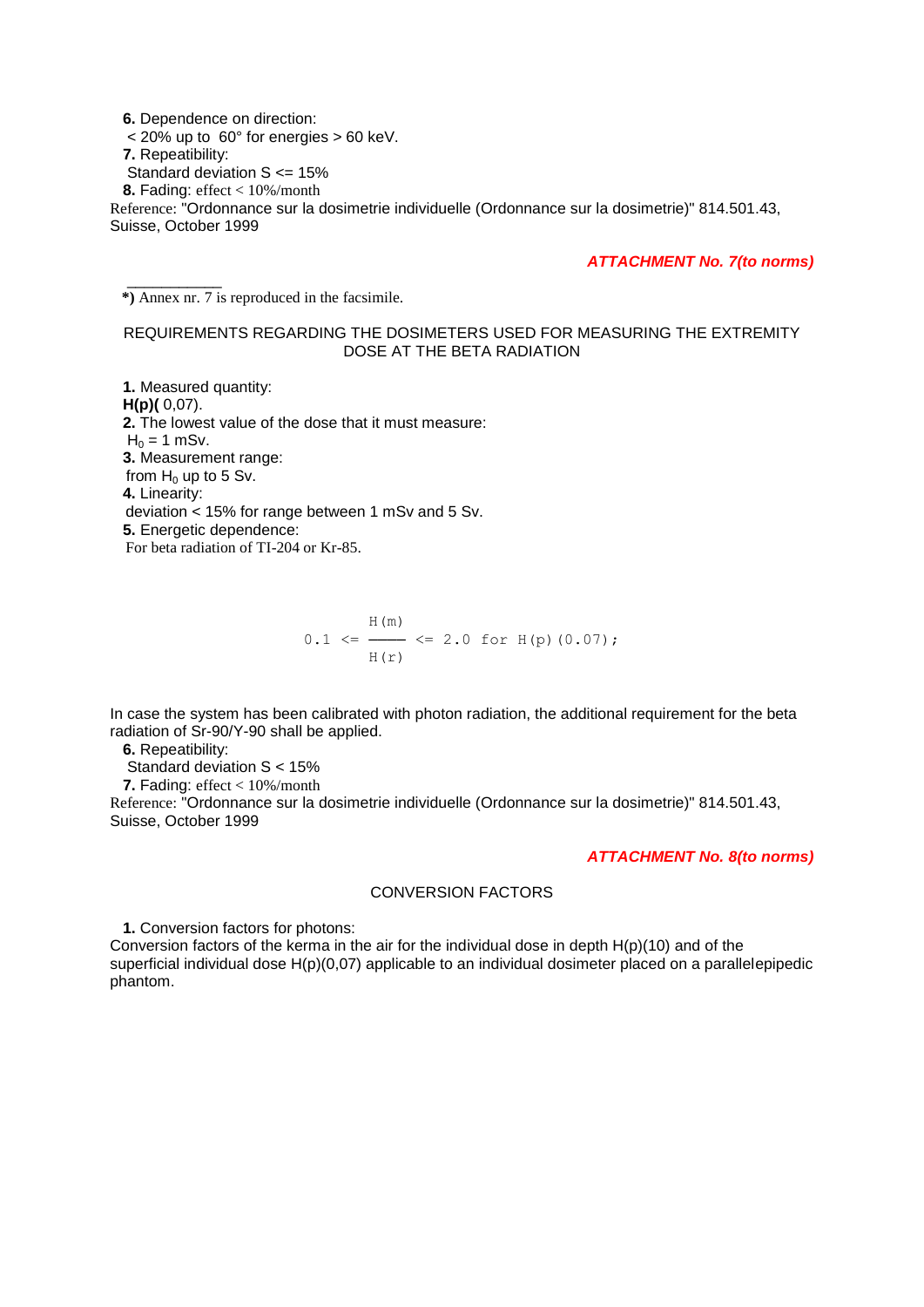**6.** Dependence on direction:
< 20% up to 60° for energies > 60 keV.
**7.** Repeatability:
Standard deviation S <= 15%
**8.** Fading: effect < 10%/month
Reference: "Ordonnance sur la dosimetrie individuelle (Ordonnance sur la dosimetrie)" 814.501.43, Suisse, October 1999

***ATTACHMENT No. 7(to norms)***

___________
**\*)** Annex nr. 7 is reproduced in the facsimile.

REQUIREMENTS REGARDING THE DOSIMETERS USED FOR MEASURING THE EXTREMITY DOSE AT THE BETA RADIATION

**1.** Measured quantity:
**H(p)(** 0,07).
**2.** The lowest value of the dose that it must measure:
$H_0$ = 1 mSv.
**3.** Measurement range:
from $H_0$ up to 5 Sv.
**4.** Linearity:
deviation < 15% for range between 1 mSv and 5 Sv.
**5.** Energetic dependence:
For beta radiation of TI-204 or Kr-85.

$$0.1 <= \frac{H(m)}{H(r)} <= 2.0 \text{ for } H(p)(0.07);$$

In case the system has been calibrated with photon radiation, the additional requirement for the beta radiation of Sr-90/Y-90 shall be applied.
**6.** Repeatability:
Standard deviation S < 15%
**7.** Fading: effect < 10%/month
Reference: "Ordonnance sur la dosimetrie individuelle (Ordonnance sur la dosimetrie)" 814.501.43, Suisse, October 1999

***ATTACHMENT No. 8(to norms)***

CONVERSION FACTORS

**1.** Conversion factors for photons:
Conversion factors of the kerma in the air for the individual dose in depth H(p)(10) and of the superficial individual dose H(p)(0,07) applicable to an individual dosimeter placed on a parallelepipedic phantom.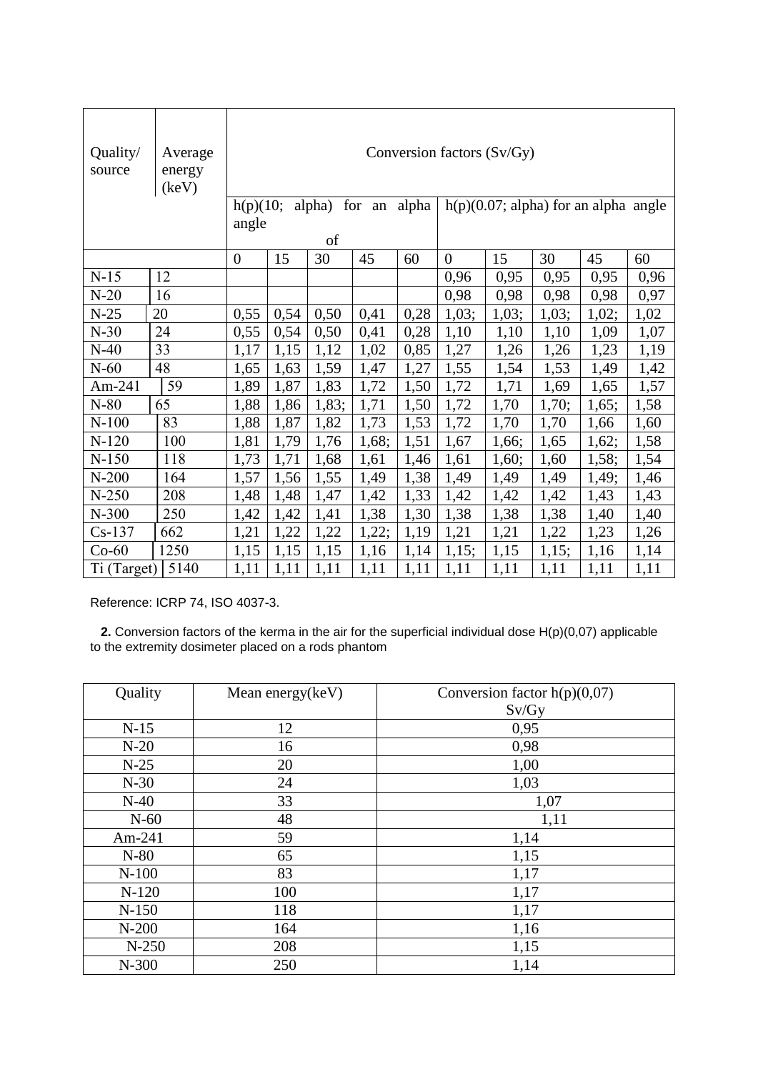| Quality/ source | Average energy (keV) | Conversion factors (Sv/Gy) | | | | | | | | | |
|---|---|---|---|---|---|---|---|---|---|---|---|
| | | h(p)(10; alpha) for an alpha angle of | | | | | h(p)(0.07; alpha) for an alpha angle | | | | |
| | | 0 | 15 | 30 | 45 | 60 | 0 | 15 | 30 | 45 | 60 |
| N-15 | 12 | | | | | | 0,96 | 0,95 | 0,95 | 0,95 | 0,96 |
| N-20 | 16 | | | | | | 0,98 | 0,98 | 0,98 | 0,98 | 0,97 |
| N-25 | 20 | 0,55 | 0,54 | 0,50 | 0,41 | 0,28 | 1,03; | 1,03; | 1,03; | 1,02; | 1,02 |
| N-30 | 24 | 0,55 | 0,54 | 0,50 | 0,41 | 0,28 | 1,10 | 1,10 | 1,10 | 1,09 | 1,07 |
| N-40 | 33 | 1,17 | 1,15 | 1,12 | 1,02 | 0,85 | 1,27 | 1,26 | 1,26 | 1,23 | 1,19 |
| N-60 | 48 | 1,65 | 1,63 | 1,59 | 1,47 | 1,27 | 1,55 | 1,54 | 1,53 | 1,49 | 1,42 |
| Am-241 | 59 | 1,89 | 1,87 | 1,83 | 1,72 | 1,50 | 1,72 | 1,71 | 1,69 | 1,65 | 1,57 |
| N-80 | 65 | 1,88 | 1,86 | 1,83; | 1,71 | 1,50 | 1,72 | 1,70 | 1,70; | 1,65; | 1,58 |
| N-100 | 83 | 1,88 | 1,87 | 1,82 | 1,73 | 1,53 | 1,72 | 1,70 | 1,70 | 1,66 | 1,60 |
| N-120 | 100 | 1,81 | 1,79 | 1,76 | 1,68; | 1,51 | 1,67 | 1,66; | 1,65 | 1,62; | 1,58 |
| N-150 | 118 | 1,73 | 1,71 | 1,68 | 1,61 | 1,46 | 1,61 | 1,60; | 1,60 | 1,58; | 1,54 |
| N-200 | 164 | 1,57 | 1,56 | 1,55 | 1,49 | 1,38 | 1,49 | 1,49 | 1,49 | 1,49; | 1,46 |
| N-250 | 208 | 1,48 | 1,48 | 1,47 | 1,42 | 1,33 | 1,42 | 1,42 | 1,42 | 1,43 | 1,43 |
| N-300 | 250 | 1,42 | 1,42 | 1,41 | 1,38 | 1,30 | 1,38 | 1,38 | 1,38 | 1,40 | 1,40 |
| Cs-137 | 662 | 1,21 | 1,22 | 1,22 | 1,22; | 1,19 | 1,21 | 1,21 | 1,22 | 1,23 | 1,26 |
| Co-60 | 1250 | 1,15 | 1,15 | 1,15 | 1,16 | 1,14 | 1,15; | 1,15 | 1,15; | 1,16 | 1,14 |
| Ti (Target) | 5140 | 1,11 | 1,11 | 1,11 | 1,11 | 1,11 | 1,11 | 1,11 | 1,11 | 1,11 | 1,11 |

Reference: ICRP 74, ISO 4037-3.

**2.** Conversion factors of the kerma in the air for the superficial individual dose H(p)(0,07) applicable to the extremity dosimeter placed on a rods phantom

| Quality | Mean energy(keV) | Conversion factor h(p)(0,07) Sv/Gy |
|---|---|---|
| N-15 | 12 | 0,95 |
| N-20 | 16 | 0,98 |
| N-25 | 20 | 1,00 |
| N-30 | 24 | 1,03 |
| N-40 | 33 | 1,07 |
| N-60 | 48 | 1,11 |
| Am-241 | 59 | 1,14 |
| N-80 | 65 | 1,15 |
| N-100 | 83 | 1,17 |
| N-120 | 100 | 1,17 |
| N-150 | 118 | 1,17 |
| N-200 | 164 | 1,16 |
| N-250 | 208 | 1,15 |
| N-300 | 250 | 1,14 |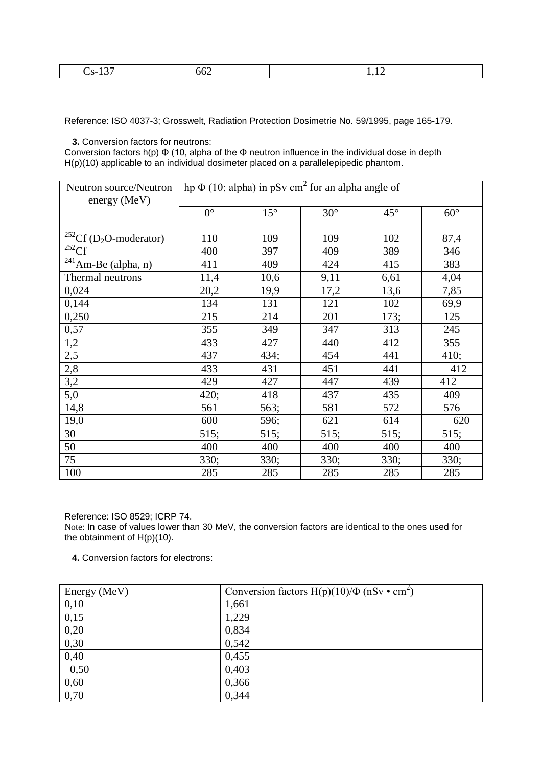| Cs-137 | 662 | 1,12 |
|---|---|---|

Reference: ISO 4037-3; Grosswelt, Radiation Protection Dosimetrie No. 59/1995, page 165-179.

**3.** Conversion factors for neutrons:

Conversion factors h(p) Φ (10, alpha of the Φ neutron influence in the individual dose in depth H(p)(10) applicable to an individual dosimeter placed on a parallelepipedic phantom.

| Neutron source/Neutron energy (MeV) | hp Φ (10; alpha) in pSv $cm^2$ for an alpha angle of | | | | |
|---|---|---|---|---|---|
| | 0° | 15° | 30° | 45° | 60° |
| $^{252}Cf$ ($D_2O$-moderator) | 110 | 109 | 109 | 102 | 87,4 |
| $^{252}Cf$ | 400 | 397 | 409 | 389 | 346 |
| $^{241}Am$-Be (alpha, n) | 411 | 409 | 424 | 415 | 383 |
| Thermal neutrons | 11,4 | 10,6 | 9,11 | 6,61 | 4,04 |
| 0,024 | 20,2 | 19,9 | 17,2 | 13,6 | 7,85 |
| 0,144 | 134 | 131 | 121 | 102 | 69,9 |
| 0,250 | 215 | 214 | 201 | 173; | 125 |
| 0,57 | 355 | 349 | 347 | 313 | 245 |
| 1,2 | 433 | 427 | 440 | 412 | 355 |
| 2,5 | 437 | 434; | 454 | 441 | 410; |
| 2,8 | 433 | 431 | 451 | 441 | 412 |
| 3,2 | 429 | 427 | 447 | 439 | 412 |
| 5,0 | 420; | 418 | 437 | 435 | 409 |
| 14,8 | 561 | 563; | 581 | 572 | 576 |
| 19,0 | 600 | 596; | 621 | 614 | 620 |
| 30 | 515; | 515; | 515; | 515; | 515; |
| 50 | 400 | 400 | 400 | 400 | 400 |
| 75 | 330; | 330; | 330; | 330; | 330; |
| 100 | 285 | 285 | 285 | 285 | 285 |

Reference: ISO 8529; ICRP 74.

Note: In case of values lower than 30 MeV, the conversion factors are identical to the ones used for the obtainment of H(p)(10).

**4.** Conversion factors for electrons:

| Energy (MeV) | Conversion factors H(p)(10)/Φ (nSv • $cm^2$) |
|---|---|
| 0,10 | 1,661 |
| 0,15 | 1,229 |
| 0,20 | 0,834 |
| 0,30 | 0,542 |
| 0,40 | 0,455 |
| 0,50 | 0,403 |
| 0,60 | 0,366 |
| 0,70 | 0,344 |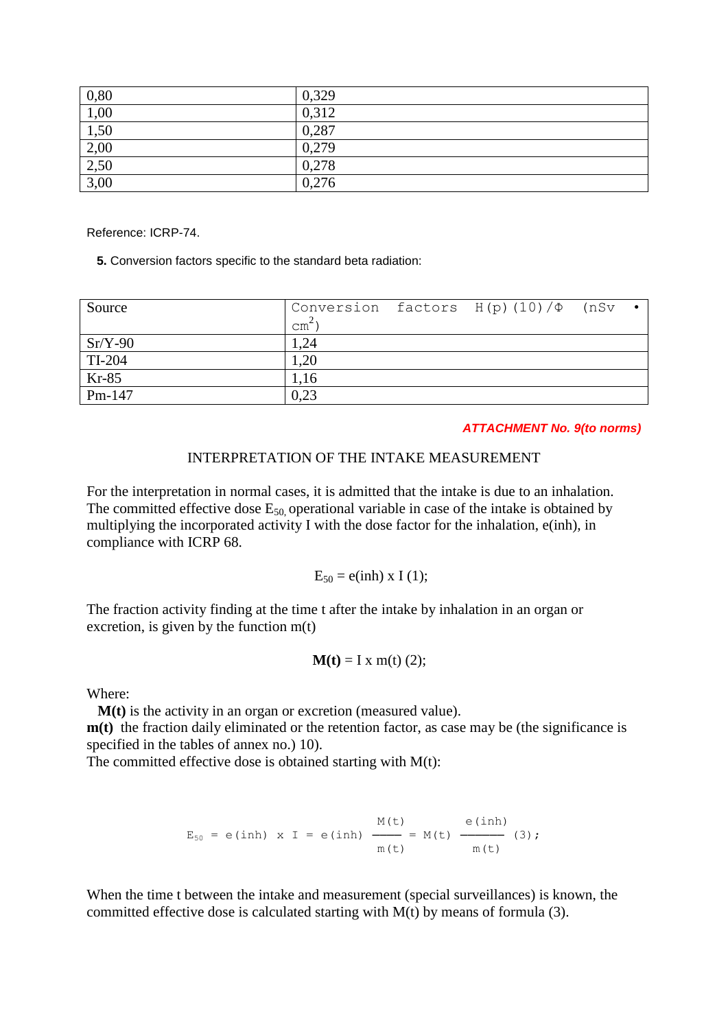| 0,80 | 0,329 |
|---|---|
| 1,00 | 0,312 |
| 1,50 | 0,287 |
| 2,00 | 0,279 |
| 2,50 | 0,278 |
| 3,00 | 0,276 |

Reference: ICRP-74.

**5.** Conversion factors specific to the standard beta radiation:

| Source | Conversion factors $H(p)(10)/\Phi$ (nSv • $cm^2$) |
|---|---|
| Sr/Y-90 | 1,24 |
| TI-204 | 1,20 |
| Kr-85 | 1,16 |
| Pm-147 | 0,23 |

***ATTACHMENT No. 9(to norms)***

INTERPRETATION OF THE INTAKE MEASUREMENT

For the interpretation in normal cases, it is admitted that the intake is due to an inhalation. The committed effective dose $E_{50,}$ operational variable in case of the intake is obtained by multiplying the incorporated activity I with the dose factor for the inhalation, e(inh), in compliance with ICRP 68.

$$E_{50} = e(inh) \times I \ (1);$$

The fraction activity finding at the time t after the intake by inhalation in an organ or excretion, is given by the function m(t)

$$\mathbf{M(t)} = I \times m(t) \ (2);$$

Where:

**M(t)** is the activity in an organ or excretion (measured value).
**m(t)** the fraction daily eliminated or the retention factor, as case may be (the significance is specified in the tables of annex no.) 10).
The committed effective dose is obtained starting with M(t):

$$E_{50} = e(inh) \times I = e(inh) \frac{M(t)}{m(t)} = M(t) \frac{e(inh)}{m(t)} \ (3);$$

When the time t between the intake and measurement (special surveillances) is known, the committed effective dose is calculated starting with M(t) by means of formula (3).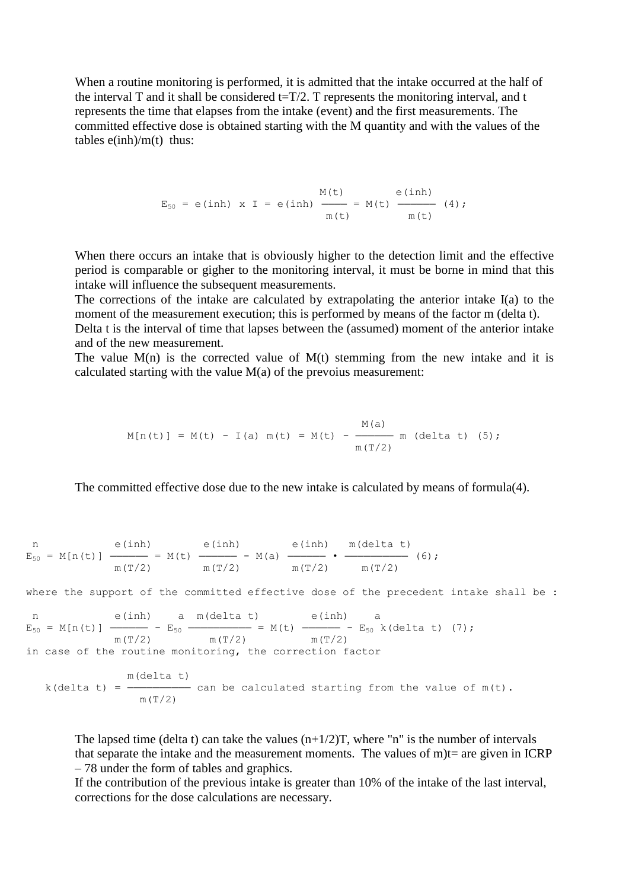When a routine monitoring is performed, it is admitted that the intake occurred at the half of the interval T and it shall be considered t=T/2. T represents the monitoring interval, and t represents the time that elapses from the intake (event) and the first measurements. The committed effective dose is obtained starting with the M quantity and with the values of the tables e(inh)/m(t) thus:

$$E_{50} = e(inh) \times I = e(inh) \frac{M(t)}{m(t)} = M(t) \frac{e(inh)}{m(t)} \quad (4);$$

When there occurs an intake that is obviously higher to the detection limit and the effective period is comparable or gigher to the monitoring interval, it must be borne in mind that this intake will influence the subsequent measurements.

The corrections of the intake are calculated by extrapolating the anterior intake I(a) to the moment of the measurement execution; this is performed by means of the factor m (delta t).

Delta t is the interval of time that lapses between the (assumed) moment of the anterior intake and of the new measurement.

The value M(n) is the corrected value of M(t) stemming from the new intake and it is calculated starting with the value M(a) of the prevoius measurement:

$$M[n(t)] = M(t) - I(a)\ m(t) = M(t) - \frac{M(a)}{m(T/2)}\ m\ (\text{delta } t) \quad (5);$$

The committed effective dose due to the new intake is calculated by means of formula(4).

$$E_{50}^{n} = M[n(t)] \frac{e(inh)}{m(T/2)} = M(t) \frac{e(inh)}{m(T/2)} - M(a) \frac{e(inh)}{m(T/2)} \cdot \frac{m(\text{delta } t)}{m(T/2)} \quad (6);$$

where the support of the committed effective dose of the precedent intake shall be :

$$E_{50}^{n} = M[n(t)] \frac{e(inh)}{m(T/2)} - E_{50}^{a} \frac{m(\text{delta } t)}{m(T/2)} = M(t) \frac{e(inh)}{m(T/2)} - E_{50}^{a}\ k(\text{delta } t) \quad (7);$$

in case of the routine monitoring, the correction factor

$$k(\text{delta } t) = \frac{m(\text{delta } t)}{m(T/2)}$$ can be calculated starting from the value of m(t).

The lapsed time (delta t) can take the values (n+1/2)T, where "n" is the number of intervals that separate the intake and the measurement moments. The values of m)t= are given in ICRP – 78 under the form of tables and graphics.

If the contribution of the previous intake is greater than 10% of the intake of the last interval, corrections for the dose calculations are necessary.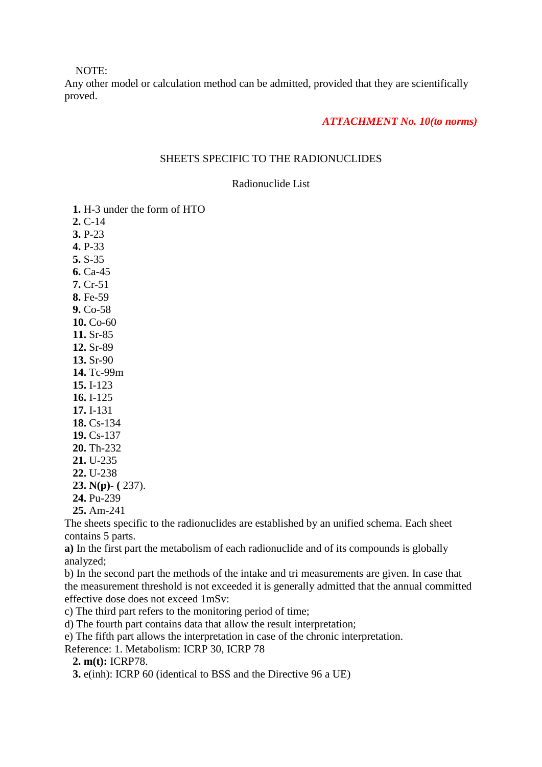NOTE:
Any other model or calculation method can be admitted, provided that they are scientifically proved.

***ATTACHMENT No. 10(to norms)***

SHEETS SPECIFIC TO THE RADIONUCLIDES

Radionuclide List

**1.** H-3 under the form of HTO
**2.** C-14
**3.** P-23
**4.** P-33
**5.** S-35
**6.** Ca-45
**7.** Cr-51
**8.** Fe-59
**9.** Co-58
**10.** Co-60
**11.** Sr-85
**12.** Sr-89
**13.** Sr-90
**14.** Tc-99m
**15.** I-123
**16.** I-125
**17.** I-131
**18.** Cs-134
**19.** Cs-137
**20.** Th-232
**21.** U-235
**22.** U-238
**23.** **N(p)- (** 237).
**24.** Pu-239
**25.** Am-241

The sheets specific to the radionuclides are established by an unified schema. Each sheet contains 5 parts.

**a)** In the first part the metabolism of each radionuclide and of its compounds is globally analyzed;
b) In the second part the methods of the intake and tri measurements are given. In case that the measurement threshold is not exceeded it is generally admitted that the annual committed effective dose does not exceed 1mSv:
c) The third part refers to the monitoring period of time;
d) The fourth part contains data that allow the result interpretation;
e) The fifth part allows the interpretation in case of the chronic interpretation.

Reference: 1. Metabolism: ICRP 30, ICRP 78
**2.** **m(t):** ICRP78.
**3.** e(inh): ICRP 60 (identical to BSS and the Directive 96 a UE)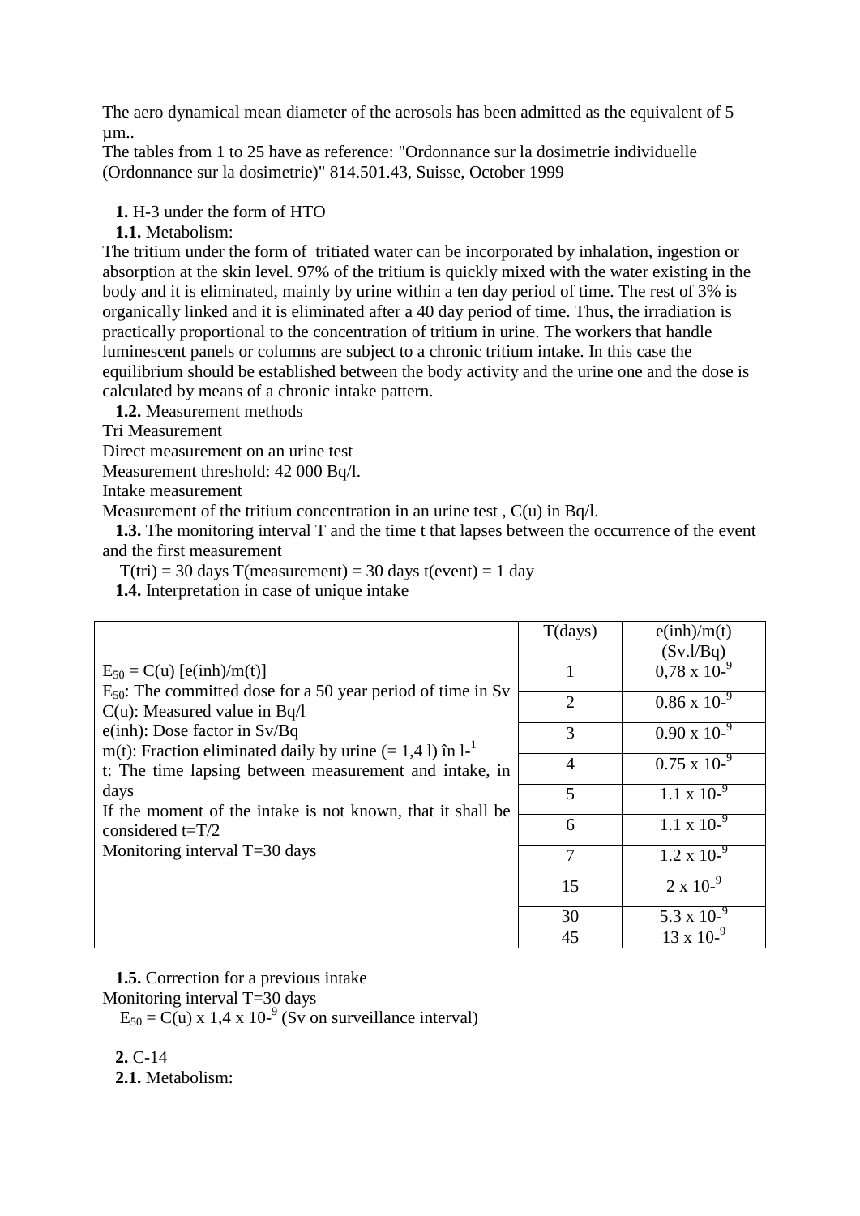The aero dynamical mean diameter of the aerosols has been admitted as the equivalent of 5 µm..
The tables from 1 to 25 have as reference: "Ordonnance sur la dosimetrie individuelle (Ordonnance sur la dosimetrie)" 814.501.43, Suisse, October 1999

**1.** H-3 under the form of HTO

**1.1.** Metabolism:

The tritium under the form of tritiated water can be incorporated by inhalation, ingestion or absorption at the skin level. 97% of the tritium is quickly mixed with the water existing in the body and it is eliminated, mainly by urine within a ten day period of time. The rest of 3% is organically linked and it is eliminated after a 40 day period of time. Thus, the irradiation is practically proportional to the concentration of tritium in urine. The workers that handle luminescent panels or columns are subject to a chronic tritium intake. In this case the equilibrium should be established between the body activity and the urine one and the dose is calculated by means of a chronic intake pattern.

**1.2.** Measurement methods

Tri Measurement

Direct measurement on an urine test

Measurement threshold: 42 000 Bq/l.

Intake measurement

Measurement of the tritium concentration in an urine test , C(u) in Bq/l.

**1.3.** The monitoring interval T and the time t that lapses between the occurrence of the event and the first measurement

T(tri) = 30 days T(measurement) = 30 days t(event) = 1 day

**1.4.** Interpretation in case of unique intake

| | T(days) | e(inh)/m(t) (Sv.l/Bq) |
|---|---|---|
| $E_{50} = C(u)\,[e(inh)/m(t)]$<br>$E_{50}$: The committed dose for a 50 year period of time in Sv<br>C(u): Measured value in Bq/l<br>e(inh): Dose factor in Sv/Bq<br>m(t): Fraction eliminated daily by urine (= 1,4 l) în $l^{-1}$<br>t: The time lapsing between measurement and intake, in days<br>If the moment of the intake is not known, that it shall be considered t=T/2<br>Monitoring interval T=30 days | 1 | $0{,}78 \times 10^{-9}$ |
| | 2 | $0.86 \times 10^{-9}$ |
| | 3 | $0.90 \times 10^{-9}$ |
| | 4 | $0.75 \times 10^{-9}$ |
| | 5 | $1.1 \times 10^{-9}$ |
| | 6 | $1.1 \times 10^{-9}$ |
| | 7 | $1.2 \times 10^{-9}$ |
| | 15 | $2 \times 10^{-9}$ |
| | 30 | $5.3 \times 10^{-9}$ |
| | 45 | $13 \times 10^{-9}$ |

**1.5.** Correction for a previous intake

Monitoring interval T=30 days

$E_{50} = C(u) \times 1{,}4 \times 10^{-9}$ (Sv on surveillance interval)

**2.** C-14

**2.1.** Metabolism: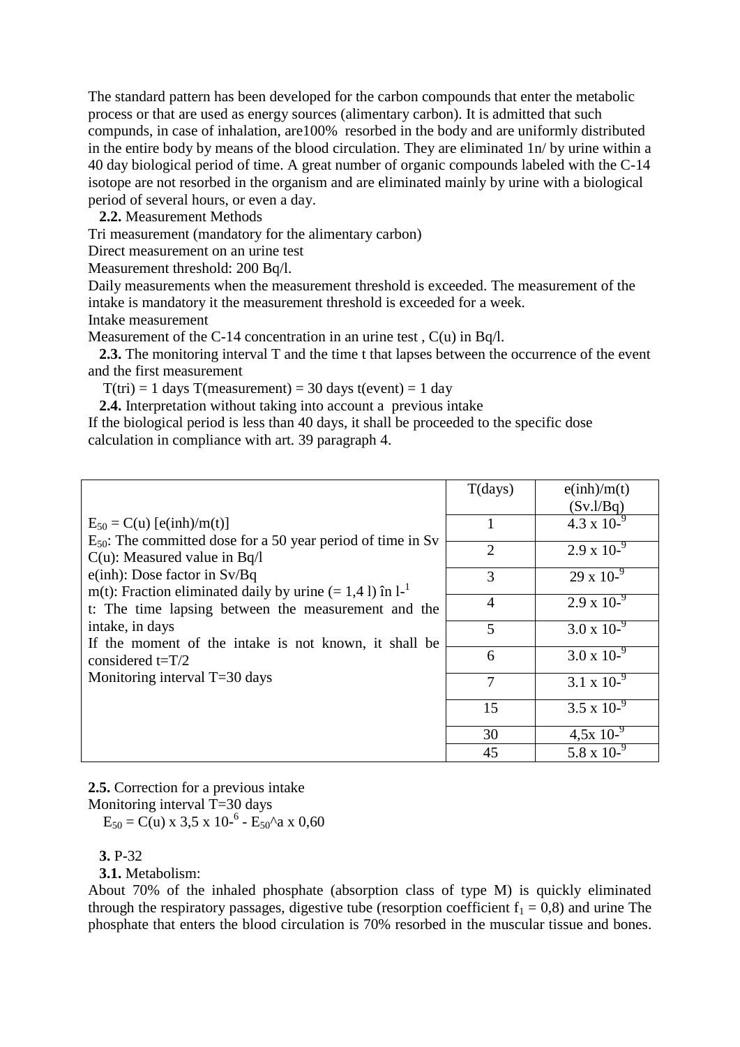The standard pattern has been developed for the carbon compounds that enter the metabolic process or that are used as energy sources (alimentary carbon). It is admitted that such compunds, in case of inhalation, are100% resorbed in the body and are uniformly distributed in the entire body by means of the blood circulation. They are eliminated 1n/ by urine within a 40 day biological period of time. A great number of organic compounds labeled with the C-14 isotope are not resorbed in the organism and are eliminated mainly by urine with a biological period of several hours, or even a day.

**2.2.** Measurement Methods

Tri measurement (mandatory for the alimentary carbon)

Direct measurement on an urine test

Measurement threshold: 200 Bq/l.

Daily measurements when the measurement threshold is exceeded. The measurement of the intake is mandatory it the measurement threshold is exceeded for a week.

Intake measurement

Measurement of the C-14 concentration in an urine test , C(u) in Bq/l.

**2.3.** The monitoring interval T and the time t that lapses between the occurrence of the event and the first measurement

T(tri) = 1 days T(measurement) = 30 days t(event) = 1 day

**2.4.** Interpretation without taking into account a previous intake

If the biological period is less than 40 days, it shall be proceeded to the specific dose calculation in compliance with art. 39 paragraph 4.

| | T(days) | e(inh)/m(t) (Sv.l/Bq) |
|---|---|---|
| $E_{50} = C(u)\,[e(inh)/m(t)]$<br>$E_{50}$: The committed dose for a 50 year period of time in Sv<br>C(u): Measured value in Bq/l<br>e(inh): Dose factor in Sv/Bq<br>m(t): Fraction eliminated daily by urine (= 1,4 l) în $l^{-1}$<br>t: The time lapsing between the measurement and the intake, in days<br>If the moment of the intake is not known, it shall be considered t=T/2<br>Monitoring interval T=30 days | 1 | $4.3 \times 10^{-9}$ |
| | 2 | $2.9 \times 10^{-9}$ |
| | 3 | $29 \times 10^{-9}$ |
| | 4 | $2.9 \times 10^{-9}$ |
| | 5 | $3.0 \times 10^{-9}$ |
| | 6 | $3.0 \times 10^{-9}$ |
| | 7 | $3.1 \times 10^{-9}$ |
| | 15 | $3.5 \times 10^{-9}$ |
| | 30 | $4,5 \times 10^{-9}$ |
| | 45 | $5.8 \times 10^{-9}$ |

**2.5.** Correction for a previous intake

Monitoring interval T=30 days

$E_{50} = C(u) \times 3,5 \times 10^{-6} - E_{50}$^a x 0,60

**3.** P-32

**3.1.** Metabolism:

About 70% of the inhaled phosphate (absorption class of type M) is quickly eliminated through the respiratory passages, digestive tube (resorption coefficient $f_1 = 0,8$) and urine The phosphate that enters the blood circulation is 70% resorbed in the muscular tissue and bones.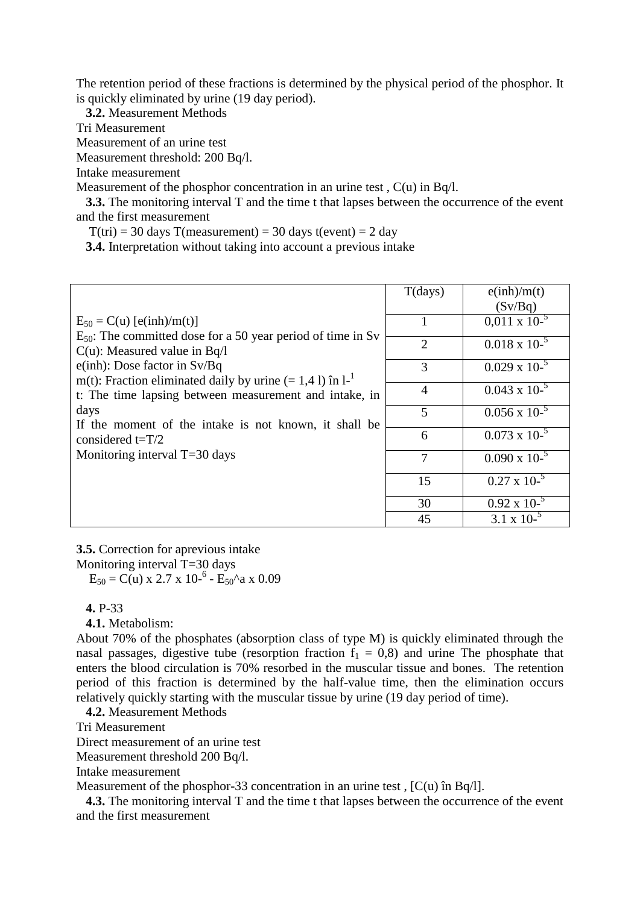The retention period of these fractions is determined by the physical period of the phosphor. It is quickly eliminated by urine (19 day period).

**3.2.** Measurement Methods

Tri Measurement

Measurement of an urine test

Measurement threshold: 200 Bq/l.

Intake measurement

Measurement of the phosphor concentration in an urine test , C(u) in Bq/l.

**3.3.** The monitoring interval T and the time t that lapses between the occurrence of the event and the first measurement

T(tri) = 30 days T(measurement) = 30 days t(event) = 2 day

**3.4.** Interpretation without taking into account a previous intake

| | T(days) | e(inh)/m(t) (Sv/Bq) |
|---|---|---|
| $E_{50} = C(u)\ [e(inh)/m(t)]$<br>$E_{50}$: The committed dose for a 50 year period of time in Sv<br>C(u): Measured value in Bq/l<br>e(inh): Dose factor in Sv/Bq<br>m(t): Fraction eliminated daily by urine (= 1,4 l) în $l^{-1}$<br>t: The time lapsing between measurement and intake, in days<br>If the moment of the intake is not known, it shall be considered t=T/2<br>Monitoring interval T=30 days | 1 | $0{,}011 \times 10^{-5}$ |
| | 2 | $0.018 \times 10^{-5}$ |
| | 3 | $0.029 \times 10^{-5}$ |
| | 4 | $0.043 \times 10^{-5}$ |
| | 5 | $0.056 \times 10^{-5}$ |
| | 6 | $0.073 \times 10^{-5}$ |
| | 7 | $0.090 \times 10^{-5}$ |
| | 15 | $0.27 \times 10^{-5}$ |
| | 30 | $0.92 \times 10^{-5}$ |
| | 45 | $3.1 \times 10^{-5}$ |

**3.5.** Correction for aprevious intake

Monitoring interval T=30 days

$E_{50} = C(u) \times 2.7 \times 10^{-6} - E_{50}{}^{a} \times 0.09$

**4.** P-33

**4.1.** Metabolism:

About 70% of the phosphates (absorption class of type M) is quickly eliminated through the nasal passages, digestive tube (resorption fraction $f_1 = 0{,}8$) and urine The phosphate that enters the blood circulation is 70% resorbed in the muscular tissue and bones. The retention period of this fraction is determined by the half-value time, then the elimination occurs relatively quickly starting with the muscular tissue by urine (19 day period of time).

**4.2.** Measurement Methods

Tri Measurement

Direct measurement of an urine test

Measurement threshold 200 Bq/l.

Intake measurement

Measurement of the phosphor-33 concentration in an urine test , [C(u) în Bq/l].

**4.3.** The monitoring interval T and the time t that lapses between the occurrence of the event and the first measurement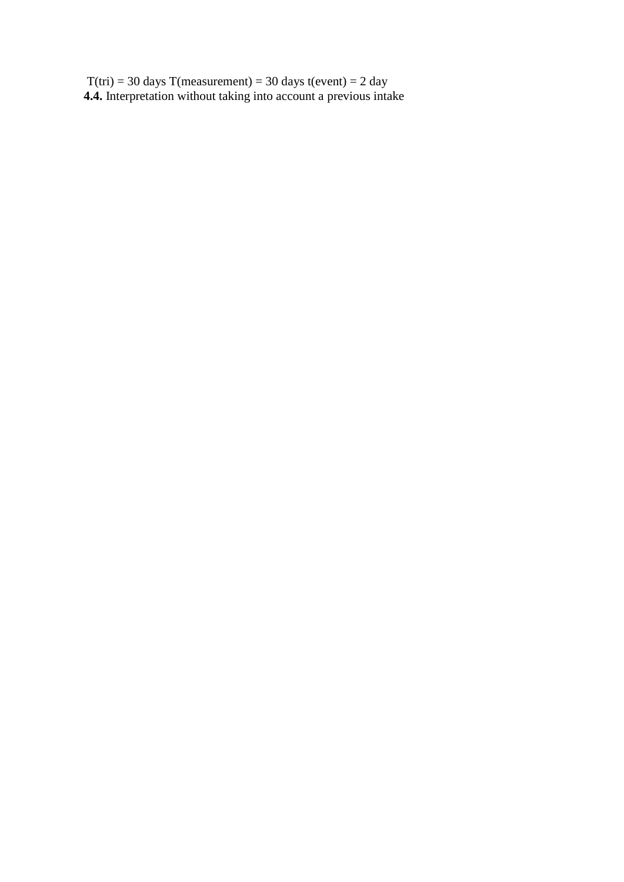T(tri) = 30 days T(measurement) = 30 days t(event) = 2 day

**4.4.** Interpretation without taking into account a previous intake